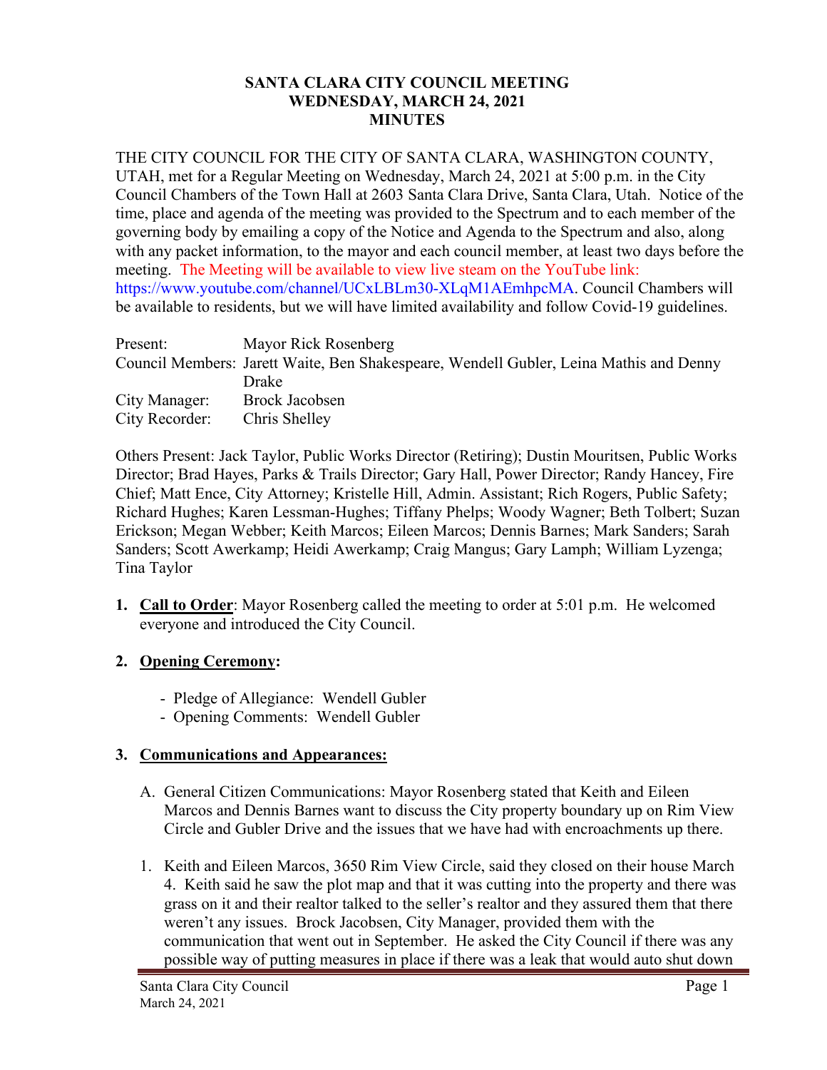# SANTA CLARA CITY COUNCIL MEETING
## WEDNESDAY, MARCH 24, 2021
## MINUTES

THE CITY COUNCIL FOR THE CITY OF SANTA CLARA, WASHINGTON COUNTY, UTAH, met for a Regular Meeting on Wednesday, March 24, 2021 at 5:00 p.m. in the City Council Chambers of the Town Hall at 2603 Santa Clara Drive, Santa Clara, Utah. Notice of the time, place and agenda of the meeting was provided to the Spectrum and to each member of the governing body by emailing a copy of the Notice and Agenda to the Spectrum and also, along with any packet information, to the mayor and each council member, at least two days before the meeting. The Meeting will be available to view live steam on the YouTube link: https://www.youtube.com/channel/UCxLBLm30-XLqM1AEmhpcMA. Council Chambers will be available to residents, but we will have limited availability and follow Covid-19 guidelines.

| | |
|---|---|
| Present: | Mayor Rick Rosenberg |
| Council Members: | Jarett Waite, Ben Shakespeare, Wendell Gubler, Leina Mathis and Denny Drake |
| City Manager: | Brock Jacobsen |
| City Recorder: | Chris Shelley |

Others Present: Jack Taylor, Public Works Director (Retiring); Dustin Mouritsen, Public Works Director; Brad Hayes, Parks & Trails Director; Gary Hall, Power Director; Randy Hancey, Fire Chief; Matt Ence, City Attorney; Kristelle Hill, Admin. Assistant; Rich Rogers, Public Safety; Richard Hughes; Karen Lessman-Hughes; Tiffany Phelps; Woody Wagner; Beth Tolbert; Suzan Erickson; Megan Webber; Keith Marcos; Eileen Marcos; Dennis Barnes; Mark Sanders; Sarah Sanders; Scott Awerkamp; Heidi Awerkamp; Craig Mangus; Gary Lamph; William Lyzenga; Tina Taylor

1. **Call to Order**: Mayor Rosenberg called the meeting to order at 5:01 p.m. He welcomed everyone and introduced the City Council.

2. **Opening Ceremony:**

   - Pledge of Allegiance: Wendell Gubler
   - Opening Comments: Wendell Gubler

3. **Communications and Appearances:**

   A. General Citizen Communications: Mayor Rosenberg stated that Keith and Eileen Marcos and Dennis Barnes want to discuss the City property boundary up on Rim View Circle and Gubler Drive and the issues that we have had with encroachments up there.

   1. Keith and Eileen Marcos, 3650 Rim View Circle, said they closed on their house March 4. Keith said he saw the plot map and that it was cutting into the property and there was grass on it and their realtor talked to the seller's realtor and they assured them that there weren't any issues. Brock Jacobsen, City Manager, provided them with the communication that went out in September. He asked the City Council if there was any possible way of putting measures in place if there was a leak that would auto shut down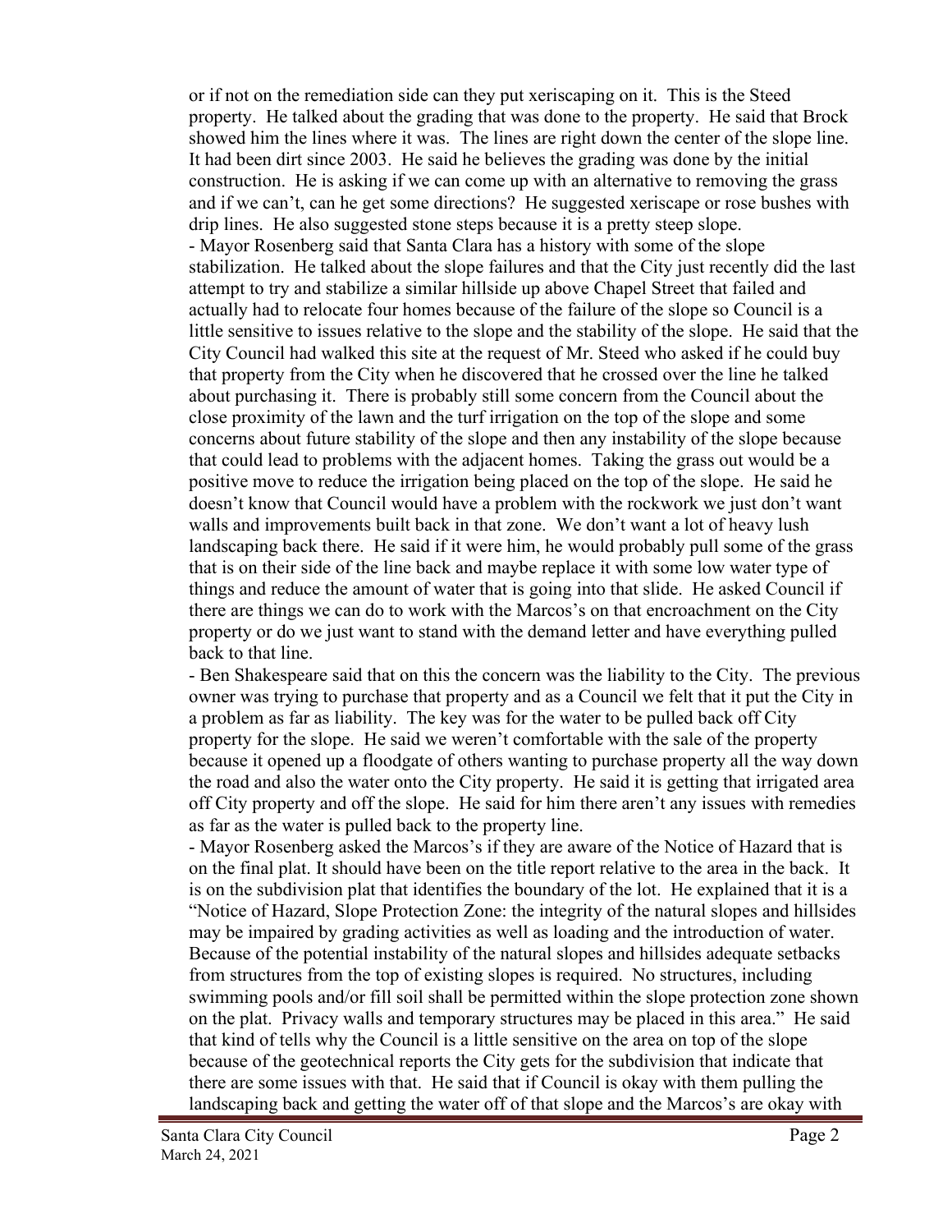or if not on the remediation side can they put xeriscaping on it. This is the Steed property. He talked about the grading that was done to the property. He said that Brock showed him the lines where it was. The lines are right down the center of the slope line. It had been dirt since 2003. He said he believes the grading was done by the initial construction. He is asking if we can come up with an alternative to removing the grass and if we can't, can he get some directions? He suggested xeriscape or rose bushes with drip lines. He also suggested stone steps because it is a pretty steep slope.

- Mayor Rosenberg said that Santa Clara has a history with some of the slope stabilization. He talked about the slope failures and that the City just recently did the last attempt to try and stabilize a similar hillside up above Chapel Street that failed and actually had to relocate four homes because of the failure of the slope so Council is a little sensitive to issues relative to the slope and the stability of the slope. He said that the City Council had walked this site at the request of Mr. Steed who asked if he could buy that property from the City when he discovered that he crossed over the line he talked about purchasing it. There is probably still some concern from the Council about the close proximity of the lawn and the turf irrigation on the top of the slope and some concerns about future stability of the slope and then any instability of the slope because that could lead to problems with the adjacent homes. Taking the grass out would be a positive move to reduce the irrigation being placed on the top of the slope. He said he doesn't know that Council would have a problem with the rockwork we just don't want walls and improvements built back in that zone. We don't want a lot of heavy lush landscaping back there. He said if it were him, he would probably pull some of the grass that is on their side of the line back and maybe replace it with some low water type of things and reduce the amount of water that is going into that slide. He asked Council if there are things we can do to work with the Marcos's on that encroachment on the City property or do we just want to stand with the demand letter and have everything pulled back to that line.

- Ben Shakespeare said that on this the concern was the liability to the City. The previous owner was trying to purchase that property and as a Council we felt that it put the City in a problem as far as liability. The key was for the water to be pulled back off City property for the slope. He said we weren't comfortable with the sale of the property because it opened up a floodgate of others wanting to purchase property all the way down the road and also the water onto the City property. He said it is getting that irrigated area off City property and off the slope. He said for him there aren't any issues with remedies as far as the water is pulled back to the property line.

- Mayor Rosenberg asked the Marcos's if they are aware of the Notice of Hazard that is on the final plat. It should have been on the title report relative to the area in the back. It is on the subdivision plat that identifies the boundary of the lot. He explained that it is a "Notice of Hazard, Slope Protection Zone: the integrity of the natural slopes and hillsides may be impaired by grading activities as well as loading and the introduction of water. Because of the potential instability of the natural slopes and hillsides adequate setbacks from structures from the top of existing slopes is required. No structures, including swimming pools and/or fill soil shall be permitted within the slope protection zone shown on the plat. Privacy walls and temporary structures may be placed in this area." He said that kind of tells why the Council is a little sensitive on the area on top of the slope because of the geotechnical reports the City gets for the subdivision that indicate that there are some issues with that. He said that if Council is okay with them pulling the landscaping back and getting the water off of that slope and the Marcos's are okay with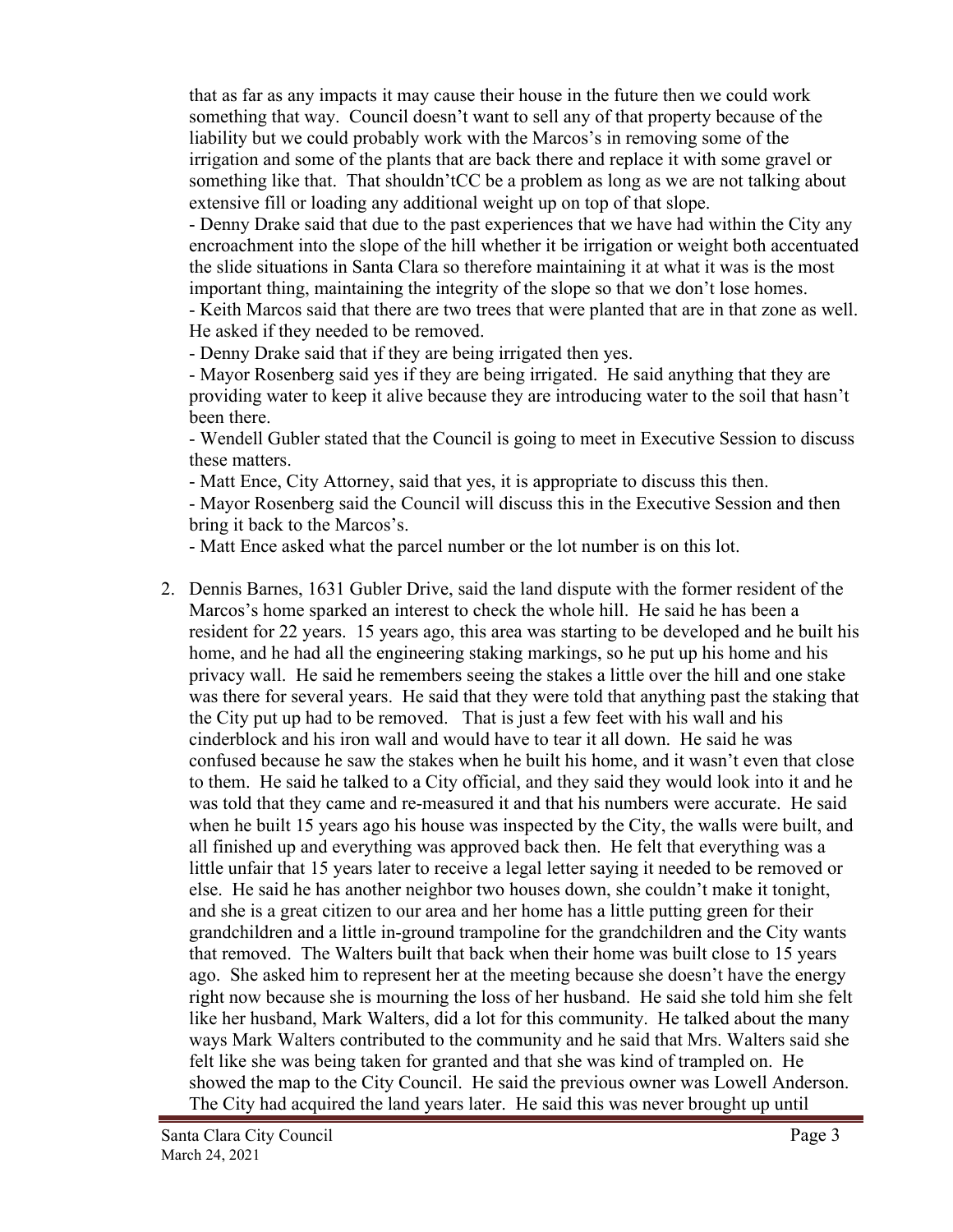that as far as any impacts it may cause their house in the future then we could work something that way. Council doesn't want to sell any of that property because of the liability but we could probably work with the Marcos's in removing some of the irrigation and some of the plants that are back there and replace it with some gravel or something like that. That shouldn'tCC be a problem as long as we are not talking about extensive fill or loading any additional weight up on top of that slope.

- Denny Drake said that due to the past experiences that we have had within the City any encroachment into the slope of the hill whether it be irrigation or weight both accentuated the slide situations in Santa Clara so therefore maintaining it at what it was is the most important thing, maintaining the integrity of the slope so that we don't lose homes.
- Keith Marcos said that there are two trees that were planted that are in that zone as well. He asked if they needed to be removed.
- Denny Drake said that if they are being irrigated then yes.
- Mayor Rosenberg said yes if they are being irrigated. He said anything that they are providing water to keep it alive because they are introducing water to the soil that hasn't been there.
- Wendell Gubler stated that the Council is going to meet in Executive Session to discuss these matters.
- Matt Ence, City Attorney, said that yes, it is appropriate to discuss this then.
- Mayor Rosenberg said the Council will discuss this in the Executive Session and then bring it back to the Marcos's.
- Matt Ence asked what the parcel number or the lot number is on this lot.

2. Dennis Barnes, 1631 Gubler Drive, said the land dispute with the former resident of the Marcos's home sparked an interest to check the whole hill. He said he has been a resident for 22 years. 15 years ago, this area was starting to be developed and he built his home, and he had all the engineering staking markings, so he put up his home and his privacy wall. He said he remembers seeing the stakes a little over the hill and one stake was there for several years. He said that they were told that anything past the staking that the City put up had to be removed. That is just a few feet with his wall and his cinderblock and his iron wall and would have to tear it all down. He said he was confused because he saw the stakes when he built his home, and it wasn't even that close to them. He said he talked to a City official, and they said they would look into it and he was told that they came and re-measured it and that his numbers were accurate. He said when he built 15 years ago his house was inspected by the City, the walls were built, and all finished up and everything was approved back then. He felt that everything was a little unfair that 15 years later to receive a legal letter saying it needed to be removed or else. He said he has another neighbor two houses down, she couldn't make it tonight, and she is a great citizen to our area and her home has a little putting green for their grandchildren and a little in-ground trampoline for the grandchildren and the City wants that removed. The Walters built that back when their home was built close to 15 years ago. She asked him to represent her at the meeting because she doesn't have the energy right now because she is mourning the loss of her husband. He said she told him she felt like her husband, Mark Walters, did a lot for this community. He talked about the many ways Mark Walters contributed to the community and he said that Mrs. Walters said she felt like she was being taken for granted and that she was kind of trampled on. He showed the map to the City Council. He said the previous owner was Lowell Anderson. The City had acquired the land years later. He said this was never brought up until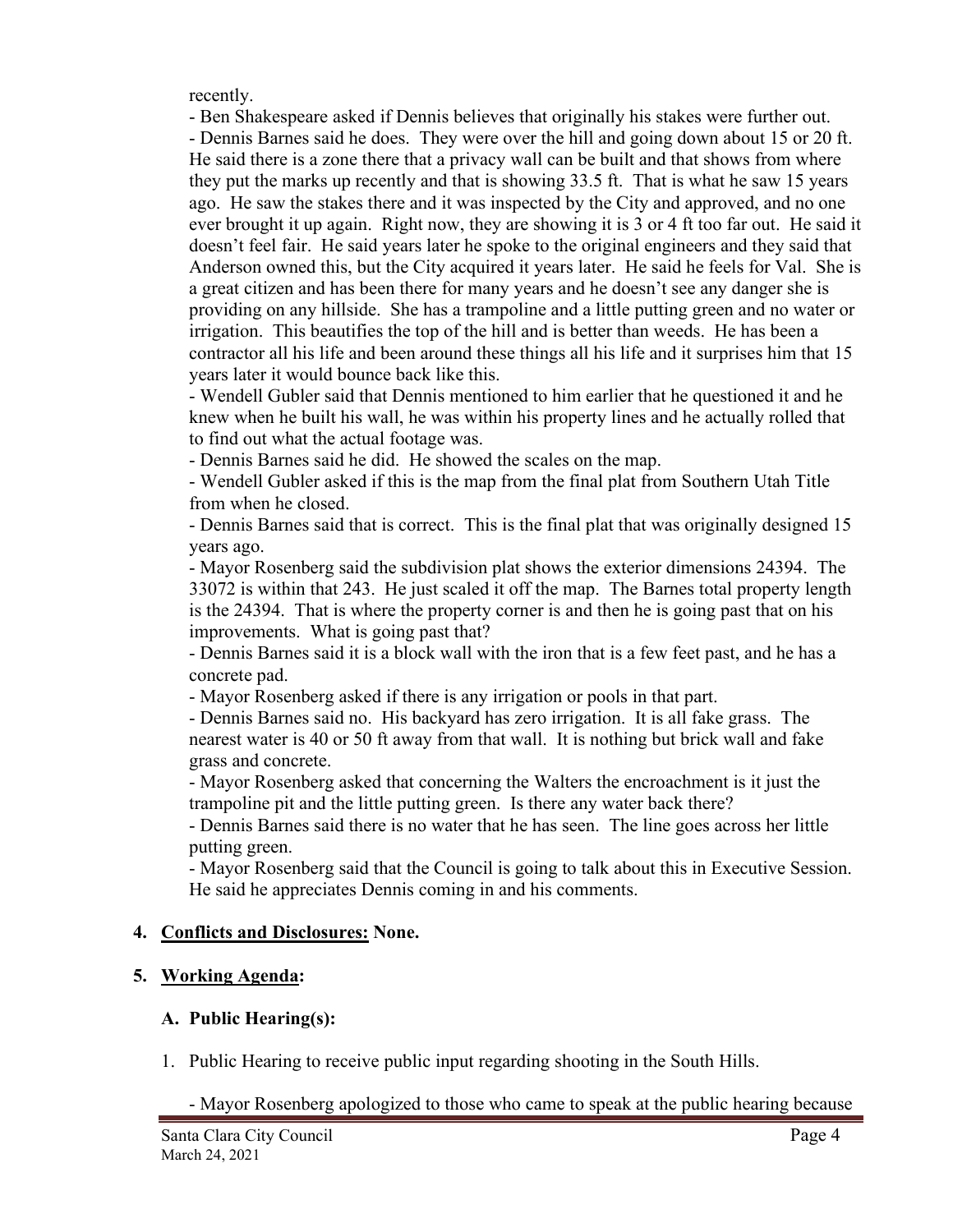recently.

- Ben Shakespeare asked if Dennis believes that originally his stakes were further out.
- Dennis Barnes said he does. They were over the hill and going down about 15 or 20 ft. He said there is a zone there that a privacy wall can be built and that shows from where they put the marks up recently and that is showing 33.5 ft. That is what he saw 15 years ago. He saw the stakes there and it was inspected by the City and approved, and no one ever brought it up again. Right now, they are showing it is 3 or 4 ft too far out. He said it doesn't feel fair. He said years later he spoke to the original engineers and they said that Anderson owned this, but the City acquired it years later. He said he feels for Val. She is a great citizen and has been there for many years and he doesn't see any danger she is providing on any hillside. She has a trampoline and a little putting green and no water or irrigation. This beautifies the top of the hill and is better than weeds. He has been a contractor all his life and been around these things all his life and it surprises him that 15 years later it would bounce back like this.
- Wendell Gubler said that Dennis mentioned to him earlier that he questioned it and he knew when he built his wall, he was within his property lines and he actually rolled that to find out what the actual footage was.
- Dennis Barnes said he did. He showed the scales on the map.
- Wendell Gubler asked if this is the map from the final plat from Southern Utah Title from when he closed.
- Dennis Barnes said that is correct. This is the final plat that was originally designed 15 years ago.
- Mayor Rosenberg said the subdivision plat shows the exterior dimensions 24394. The 33072 is within that 243. He just scaled it off the map. The Barnes total property length is the 24394. That is where the property corner is and then he is going past that on his improvements. What is going past that?
- Dennis Barnes said it is a block wall with the iron that is a few feet past, and he has a concrete pad.
- Mayor Rosenberg asked if there is any irrigation or pools in that part.
- Dennis Barnes said no. His backyard has zero irrigation. It is all fake grass. The nearest water is 40 or 50 ft away from that wall. It is nothing but brick wall and fake grass and concrete.
- Mayor Rosenberg asked that concerning the Walters the encroachment is it just the trampoline pit and the little putting green. Is there any water back there?
- Dennis Barnes said there is no water that he has seen. The line goes across her little putting green.
- Mayor Rosenberg said that the Council is going to talk about this in Executive Session. He said he appreciates Dennis coming in and his comments.

## 4. Conflicts and Disclosures: None.

## 5. Working Agenda:

### A. Public Hearing(s):

1. Public Hearing to receive public input regarding shooting in the South Hills.

   - Mayor Rosenberg apologized to those who came to speak at the public hearing because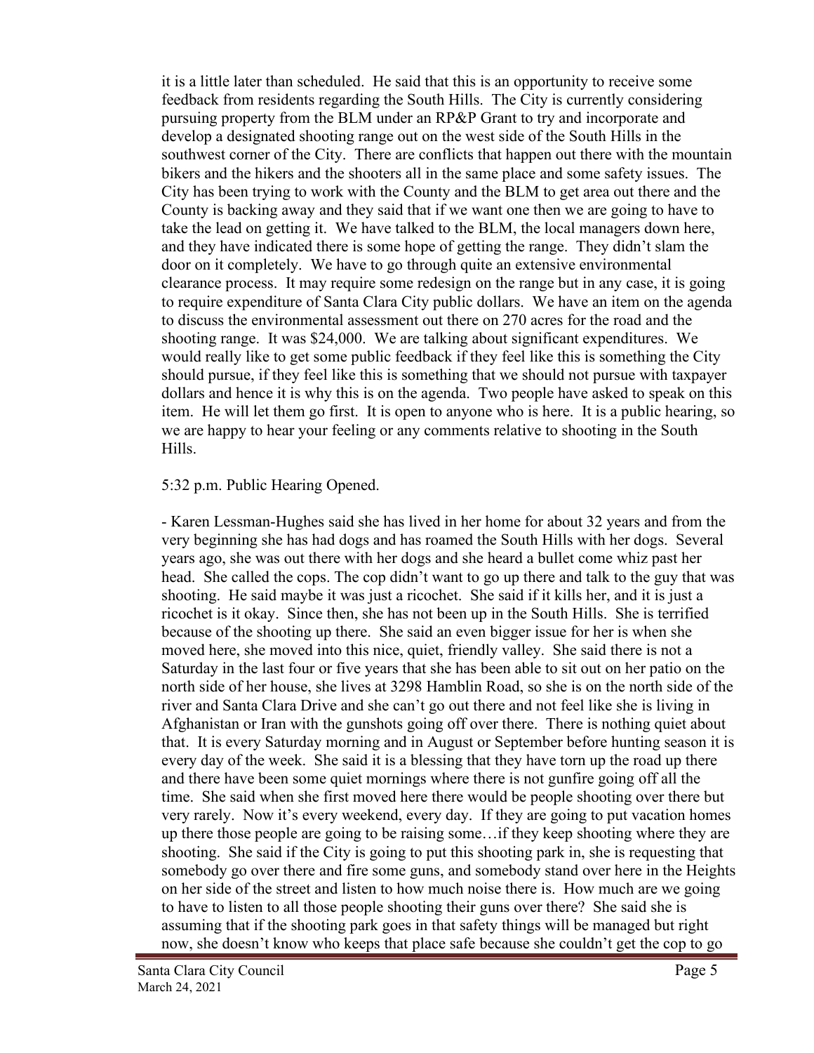it is a little later than scheduled. He said that this is an opportunity to receive some feedback from residents regarding the South Hills. The City is currently considering pursuing property from the BLM under an RP&P Grant to try and incorporate and develop a designated shooting range out on the west side of the South Hills in the southwest corner of the City. There are conflicts that happen out there with the mountain bikers and the hikers and the shooters all in the same place and some safety issues. The City has been trying to work with the County and the BLM to get area out there and the County is backing away and they said that if we want one then we are going to have to take the lead on getting it. We have talked to the BLM, the local managers down here, and they have indicated there is some hope of getting the range. They didn't slam the door on it completely. We have to go through quite an extensive environmental clearance process. It may require some redesign on the range but in any case, it is going to require expenditure of Santa Clara City public dollars. We have an item on the agenda to discuss the environmental assessment out there on 270 acres for the road and the shooting range. It was $24,000. We are talking about significant expenditures. We would really like to get some public feedback if they feel like this is something the City should pursue, if they feel like this is something that we should not pursue with taxpayer dollars and hence it is why this is on the agenda. Two people have asked to speak on this item. He will let them go first. It is open to anyone who is here. It is a public hearing, so we are happy to hear your feeling or any comments relative to shooting in the South Hills.

5:32 p.m. Public Hearing Opened.

- Karen Lessman-Hughes said she has lived in her home for about 32 years and from the very beginning she has had dogs and has roamed the South Hills with her dogs. Several years ago, she was out there with her dogs and she heard a bullet come whiz past her head. She called the cops. The cop didn't want to go up there and talk to the guy that was shooting. He said maybe it was just a ricochet. She said if it kills her, and it is just a ricochet is it okay. Since then, she has not been up in the South Hills. She is terrified because of the shooting up there. She said an even bigger issue for her is when she moved here, she moved into this nice, quiet, friendly valley. She said there is not a Saturday in the last four or five years that she has been able to sit out on her patio on the north side of her house, she lives at 3298 Hamblin Road, so she is on the north side of the river and Santa Clara Drive and she can't go out there and not feel like she is living in Afghanistan or Iran with the gunshots going off over there. There is nothing quiet about that. It is every Saturday morning and in August or September before hunting season it is every day of the week. She said it is a blessing that they have torn up the road up there and there have been some quiet mornings where there is not gunfire going off all the time. She said when she first moved here there would be people shooting over there but very rarely. Now it's every weekend, every day. If they are going to put vacation homes up there those people are going to be raising some…if they keep shooting where they are shooting. She said if the City is going to put this shooting park in, she is requesting that somebody go over there and fire some guns, and somebody stand over here in the Heights on her side of the street and listen to how much noise there is. How much are we going to have to listen to all those people shooting their guns over there? She said she is assuming that if the shooting park goes in that safety things will be managed but right now, she doesn't know who keeps that place safe because she couldn't get the cop to go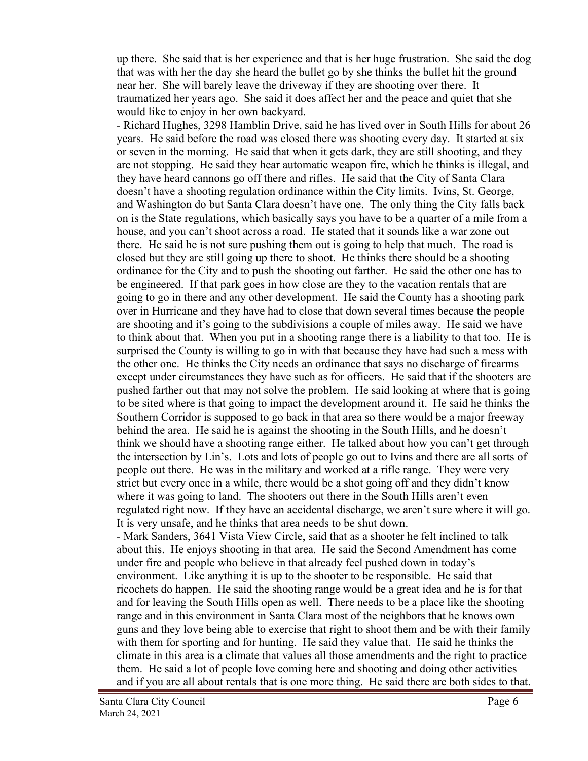up there. She said that is her experience and that is her huge frustration. She said the dog that was with her the day she heard the bullet go by she thinks the bullet hit the ground near her. She will barely leave the driveway if they are shooting over there. It traumatized her years ago. She said it does affect her and the peace and quiet that she would like to enjoy in her own backyard.

- Richard Hughes, 3298 Hamblin Drive, said he has lived over in South Hills for about 26 years. He said before the road was closed there was shooting every day. It started at six or seven in the morning. He said that when it gets dark, they are still shooting, and they are not stopping. He said they hear automatic weapon fire, which he thinks is illegal, and they have heard cannons go off there and rifles. He said that the City of Santa Clara doesn't have a shooting regulation ordinance within the City limits. Ivins, St. George, and Washington do but Santa Clara doesn't have one. The only thing the City falls back on is the State regulations, which basically says you have to be a quarter of a mile from a house, and you can't shoot across a road. He stated that it sounds like a war zone out there. He said he is not sure pushing them out is going to help that much. The road is closed but they are still going up there to shoot. He thinks there should be a shooting ordinance for the City and to push the shooting out farther. He said the other one has to be engineered. If that park goes in how close are they to the vacation rentals that are going to go in there and any other development. He said the County has a shooting park over in Hurricane and they have had to close that down several times because the people are shooting and it's going to the subdivisions a couple of miles away. He said we have to think about that. When you put in a shooting range there is a liability to that too. He is surprised the County is willing to go in with that because they have had such a mess with the other one. He thinks the City needs an ordinance that says no discharge of firearms except under circumstances they have such as for officers. He said that if the shooters are pushed farther out that may not solve the problem. He said looking at where that is going to be sited where is that going to impact the development around it. He said he thinks the Southern Corridor is supposed to go back in that area so there would be a major freeway behind the area. He said he is against the shooting in the South Hills, and he doesn't think we should have a shooting range either. He talked about how you can't get through the intersection by Lin's. Lots and lots of people go out to Ivins and there are all sorts of people out there. He was in the military and worked at a rifle range. They were very strict but every once in a while, there would be a shot going off and they didn't know where it was going to land. The shooters out there in the South Hills aren't even regulated right now. If they have an accidental discharge, we aren't sure where it will go. It is very unsafe, and he thinks that area needs to be shut down.

- Mark Sanders, 3641 Vista View Circle, said that as a shooter he felt inclined to talk about this. He enjoys shooting in that area. He said the Second Amendment has come under fire and people who believe in that already feel pushed down in today's environment. Like anything it is up to the shooter to be responsible. He said that ricochets do happen. He said the shooting range would be a great idea and he is for that and for leaving the South Hills open as well. There needs to be a place like the shooting range and in this environment in Santa Clara most of the neighbors that he knows own guns and they love being able to exercise that right to shoot them and be with their family with them for sporting and for hunting. He said they value that. He said he thinks the climate in this area is a climate that values all those amendments and the right to practice them. He said a lot of people love coming here and shooting and doing other activities and if you are all about rentals that is one more thing. He said there are both sides to that.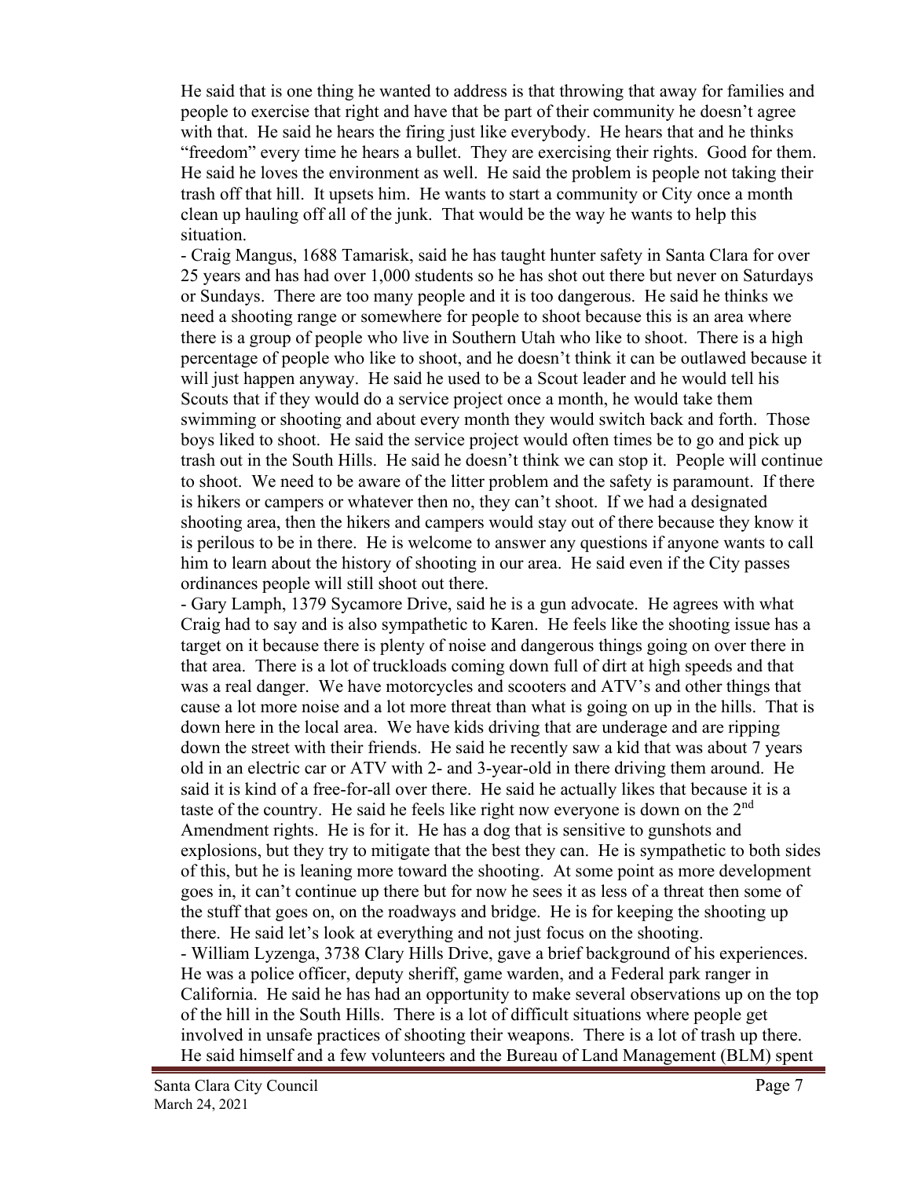He said that is one thing he wanted to address is that throwing that away for families and people to exercise that right and have that be part of their community he doesn't agree with that. He said he hears the firing just like everybody. He hears that and he thinks "freedom" every time he hears a bullet. They are exercising their rights. Good for them. He said he loves the environment as well. He said the problem is people not taking their trash off that hill. It upsets him. He wants to start a community or City once a month clean up hauling off all of the junk. That would be the way he wants to help this situation.

- Craig Mangus, 1688 Tamarisk, said he has taught hunter safety in Santa Clara for over 25 years and has had over 1,000 students so he has shot out there but never on Saturdays or Sundays. There are too many people and it is too dangerous. He said he thinks we need a shooting range or somewhere for people to shoot because this is an area where there is a group of people who live in Southern Utah who like to shoot. There is a high percentage of people who like to shoot, and he doesn't think it can be outlawed because it will just happen anyway. He said he used to be a Scout leader and he would tell his Scouts that if they would do a service project once a month, he would take them swimming or shooting and about every month they would switch back and forth. Those boys liked to shoot. He said the service project would often times be to go and pick up trash out in the South Hills. He said he doesn't think we can stop it. People will continue to shoot. We need to be aware of the litter problem and the safety is paramount. If there is hikers or campers or whatever then no, they can't shoot. If we had a designated shooting area, then the hikers and campers would stay out of there because they know it is perilous to be in there. He is welcome to answer any questions if anyone wants to call him to learn about the history of shooting in our area. He said even if the City passes ordinances people will still shoot out there.

- Gary Lamph, 1379 Sycamore Drive, said he is a gun advocate. He agrees with what Craig had to say and is also sympathetic to Karen. He feels like the shooting issue has a target on it because there is plenty of noise and dangerous things going on over there in that area. There is a lot of truckloads coming down full of dirt at high speeds and that was a real danger. We have motorcycles and scooters and ATV's and other things that cause a lot more noise and a lot more threat than what is going on up in the hills. That is down here in the local area. We have kids driving that are underage and are ripping down the street with their friends. He said he recently saw a kid that was about 7 years old in an electric car or ATV with 2- and 3-year-old in there driving them around. He said it is kind of a free-for-all over there. He said he actually likes that because it is a taste of the country. He said he feels like right now everyone is down on the 2nd Amendment rights. He is for it. He has a dog that is sensitive to gunshots and explosions, but they try to mitigate that the best they can. He is sympathetic to both sides of this, but he is leaning more toward the shooting. At some point as more development goes in, it can't continue up there but for now he sees it as less of a threat then some of the stuff that goes on, on the roadways and bridge. He is for keeping the shooting up there. He said let's look at everything and not just focus on the shooting.

- William Lyzenga, 3738 Clary Hills Drive, gave a brief background of his experiences. He was a police officer, deputy sheriff, game warden, and a Federal park ranger in California. He said he has had an opportunity to make several observations up on the top of the hill in the South Hills. There is a lot of difficult situations where people get involved in unsafe practices of shooting their weapons. There is a lot of trash up there. He said himself and a few volunteers and the Bureau of Land Management (BLM) spent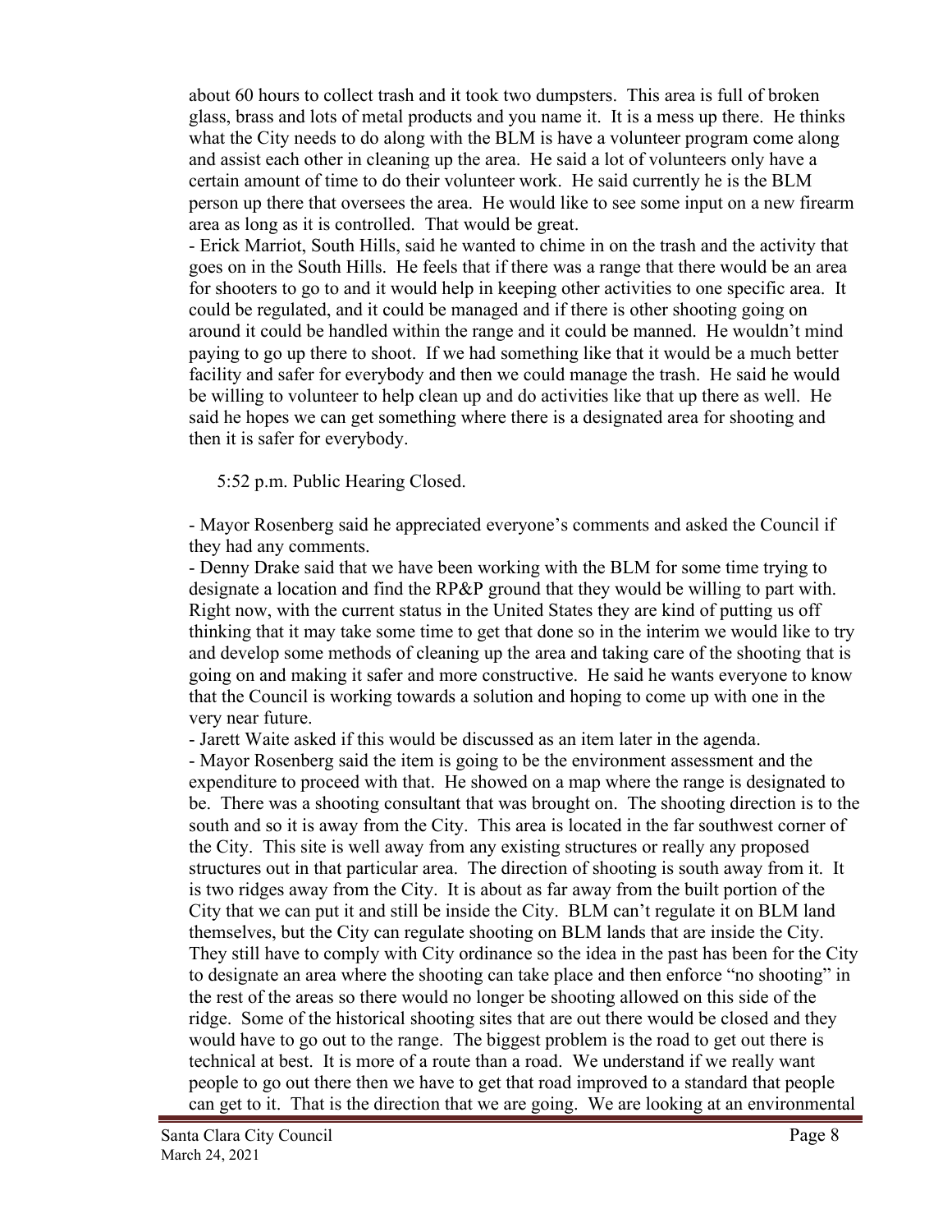about 60 hours to collect trash and it took two dumpsters. This area is full of broken glass, brass and lots of metal products and you name it. It is a mess up there. He thinks what the City needs to do along with the BLM is have a volunteer program come along and assist each other in cleaning up the area. He said a lot of volunteers only have a certain amount of time to do their volunteer work. He said currently he is the BLM person up there that oversees the area. He would like to see some input on a new firearm area as long as it is controlled. That would be great.

- Erick Marriot, South Hills, said he wanted to chime in on the trash and the activity that goes on in the South Hills. He feels that if there was a range that there would be an area for shooters to go to and it would help in keeping other activities to one specific area. It could be regulated, and it could be managed and if there is other shooting going on around it could be handled within the range and it could be manned. He wouldn't mind paying to go up there to shoot. If we had something like that it would be a much better facility and safer for everybody and then we could manage the trash. He said he would be willing to volunteer to help clean up and do activities like that up there as well. He said he hopes we can get something where there is a designated area for shooting and then it is safer for everybody.

5:52 p.m. Public Hearing Closed.

- Mayor Rosenberg said he appreciated everyone's comments and asked the Council if they had any comments.
- Denny Drake said that we have been working with the BLM for some time trying to designate a location and find the RP&P ground that they would be willing to part with. Right now, with the current status in the United States they are kind of putting us off thinking that it may take some time to get that done so in the interim we would like to try and develop some methods of cleaning up the area and taking care of the shooting that is going on and making it safer and more constructive. He said he wants everyone to know that the Council is working towards a solution and hoping to come up with one in the very near future.
- Jarett Waite asked if this would be discussed as an item later in the agenda.
- Mayor Rosenberg said the item is going to be the environment assessment and the expenditure to proceed with that. He showed on a map where the range is designated to be. There was a shooting consultant that was brought on. The shooting direction is to the south and so it is away from the City. This area is located in the far southwest corner of the City. This site is well away from any existing structures or really any proposed structures out in that particular area. The direction of shooting is south away from it. It is two ridges away from the City. It is about as far away from the built portion of the City that we can put it and still be inside the City. BLM can't regulate it on BLM land themselves, but the City can regulate shooting on BLM lands that are inside the City. They still have to comply with City ordinance so the idea in the past has been for the City to designate an area where the shooting can take place and then enforce "no shooting" in the rest of the areas so there would no longer be shooting allowed on this side of the ridge. Some of the historical shooting sites that are out there would be closed and they would have to go out to the range. The biggest problem is the road to get out there is technical at best. It is more of a route than a road. We understand if we really want people to go out there then we have to get that road improved to a standard that people can get to it. That is the direction that we are going. We are looking at an environmental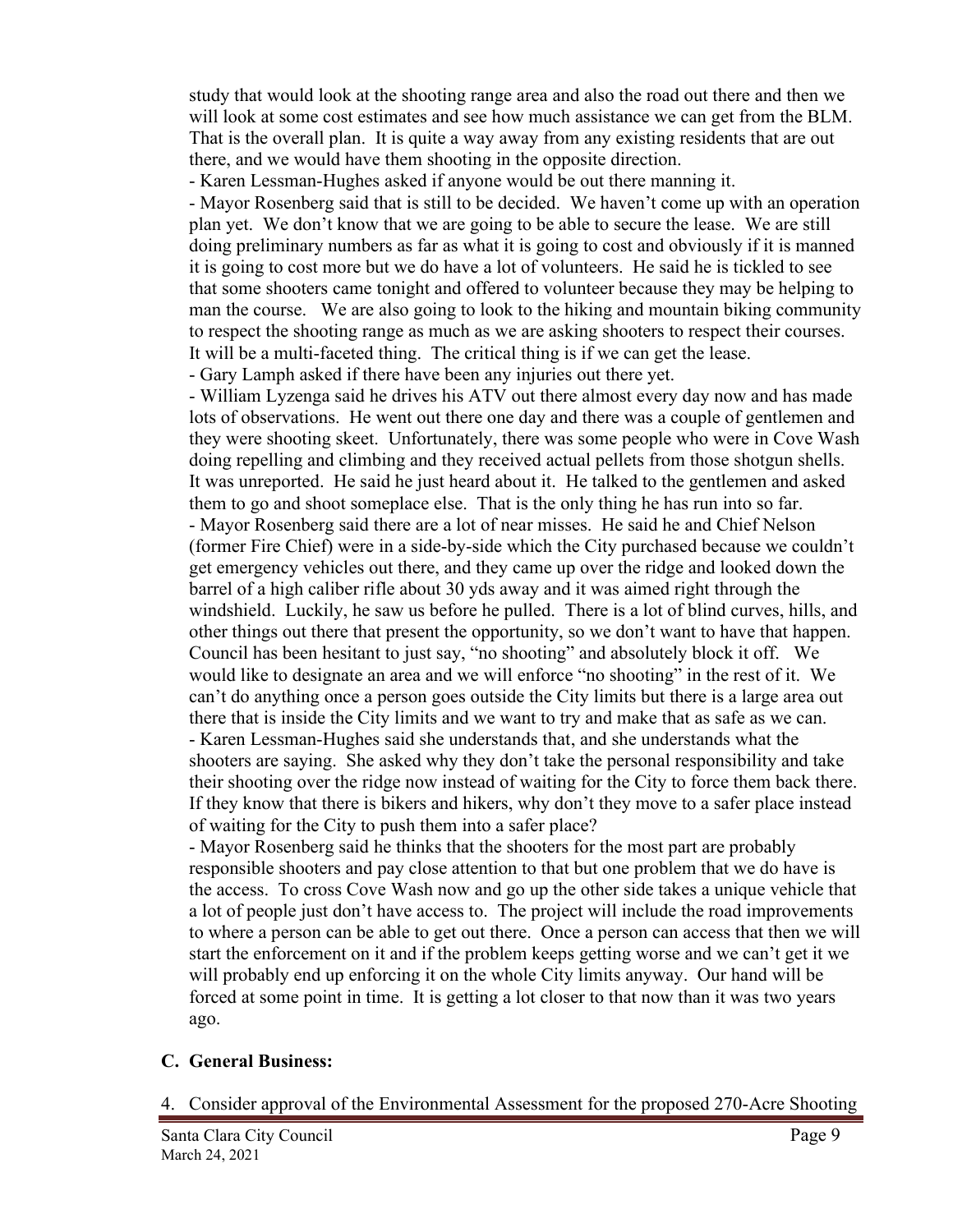study that would look at the shooting range area and also the road out there and then we will look at some cost estimates and see how much assistance we can get from the BLM. That is the overall plan. It is quite a way away from any existing residents that are out there, and we would have them shooting in the opposite direction.

- Karen Lessman-Hughes asked if anyone would be out there manning it.
- Mayor Rosenberg said that is still to be decided. We haven't come up with an operation plan yet. We don't know that we are going to be able to secure the lease. We are still doing preliminary numbers as far as what it is going to cost and obviously if it is manned it is going to cost more but we do have a lot of volunteers. He said he is tickled to see that some shooters came tonight and offered to volunteer because they may be helping to man the course. We are also going to look to the hiking and mountain biking community to respect the shooting range as much as we are asking shooters to respect their courses. It will be a multi-faceted thing. The critical thing is if we can get the lease.
- Gary Lamph asked if there have been any injuries out there yet.
- William Lyzenga said he drives his ATV out there almost every day now and has made lots of observations. He went out there one day and there was a couple of gentlemen and they were shooting skeet. Unfortunately, there was some people who were in Cove Wash doing repelling and climbing and they received actual pellets from those shotgun shells. It was unreported. He said he just heard about it. He talked to the gentlemen and asked them to go and shoot someplace else. That is the only thing he has run into so far.
- Mayor Rosenberg said there are a lot of near misses. He said he and Chief Nelson (former Fire Chief) were in a side-by-side which the City purchased because we couldn't get emergency vehicles out there, and they came up over the ridge and looked down the barrel of a high caliber rifle about 30 yds away and it was aimed right through the windshield. Luckily, he saw us before he pulled. There is a lot of blind curves, hills, and other things out there that present the opportunity, so we don't want to have that happen. Council has been hesitant to just say, "no shooting" and absolutely block it off. We would like to designate an area and we will enforce "no shooting" in the rest of it. We can't do anything once a person goes outside the City limits but there is a large area out there that is inside the City limits and we want to try and make that as safe as we can.
- Karen Lessman-Hughes said she understands that, and she understands what the shooters are saying. She asked why they don't take the personal responsibility and take their shooting over the ridge now instead of waiting for the City to force them back there. If they know that there is bikers and hikers, why don't they move to a safer place instead of waiting for the City to push them into a safer place?
- Mayor Rosenberg said he thinks that the shooters for the most part are probably responsible shooters and pay close attention to that but one problem that we do have is the access. To cross Cove Wash now and go up the other side takes a unique vehicle that a lot of people just don't have access to. The project will include the road improvements to where a person can be able to get out there. Once a person can access that then we will start the enforcement on it and if the problem keeps getting worse and we can't get it we will probably end up enforcing it on the whole City limits anyway. Our hand will be forced at some point in time. It is getting a lot closer to that now than it was two years ago.

## C. General Business:

4. Consider approval of the Environmental Assessment for the proposed 270-Acre Shooting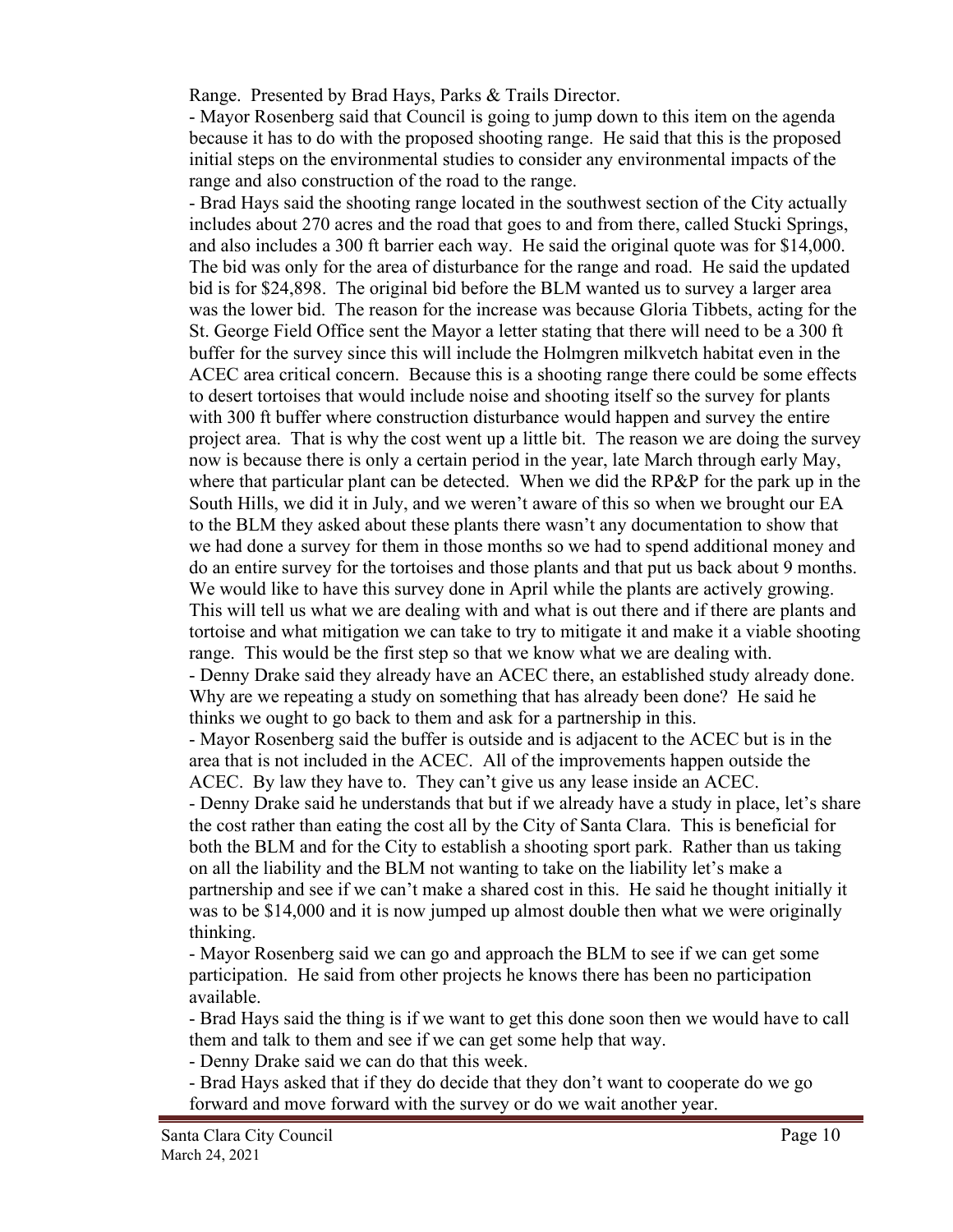Range. Presented by Brad Hays, Parks & Trails Director.

- Mayor Rosenberg said that Council is going to jump down to this item on the agenda because it has to do with the proposed shooting range. He said that this is the proposed initial steps on the environmental studies to consider any environmental impacts of the range and also construction of the road to the range.
- Brad Hays said the shooting range located in the southwest section of the City actually includes about 270 acres and the road that goes to and from there, called Stucki Springs, and also includes a 300 ft barrier each way. He said the original quote was for $14,000. The bid was only for the area of disturbance for the range and road. He said the updated bid is for $24,898. The original bid before the BLM wanted us to survey a larger area was the lower bid. The reason for the increase was because Gloria Tibbets, acting for the St. George Field Office sent the Mayor a letter stating that there will need to be a 300 ft buffer for the survey since this will include the Holmgren milkvetch habitat even in the ACEC area critical concern. Because this is a shooting range there could be some effects to desert tortoises that would include noise and shooting itself so the survey for plants with 300 ft buffer where construction disturbance would happen and survey the entire project area. That is why the cost went up a little bit. The reason we are doing the survey now is because there is only a certain period in the year, late March through early May, where that particular plant can be detected. When we did the RP&P for the park up in the South Hills, we did it in July, and we weren't aware of this so when we brought our EA to the BLM they asked about these plants there wasn't any documentation to show that we had done a survey for them in those months so we had to spend additional money and do an entire survey for the tortoises and those plants and that put us back about 9 months. We would like to have this survey done in April while the plants are actively growing. This will tell us what we are dealing with and what is out there and if there are plants and tortoise and what mitigation we can take to try to mitigate it and make it a viable shooting range. This would be the first step so that we know what we are dealing with.
- Denny Drake said they already have an ACEC there, an established study already done. Why are we repeating a study on something that has already been done? He said he thinks we ought to go back to them and ask for a partnership in this.
- Mayor Rosenberg said the buffer is outside and is adjacent to the ACEC but is in the area that is not included in the ACEC. All of the improvements happen outside the ACEC. By law they have to. They can't give us any lease inside an ACEC.
- Denny Drake said he understands that but if we already have a study in place, let's share the cost rather than eating the cost all by the City of Santa Clara. This is beneficial for both the BLM and for the City to establish a shooting sport park. Rather than us taking on all the liability and the BLM not wanting to take on the liability let's make a partnership and see if we can't make a shared cost in this. He said he thought initially it was to be $14,000 and it is now jumped up almost double then what we were originally thinking.
- Mayor Rosenberg said we can go and approach the BLM to see if we can get some participation. He said from other projects he knows there has been no participation available.
- Brad Hays said the thing is if we want to get this done soon then we would have to call them and talk to them and see if we can get some help that way.
- Denny Drake said we can do that this week.
- Brad Hays asked that if they do decide that they don't want to cooperate do we go forward and move forward with the survey or do we wait another year.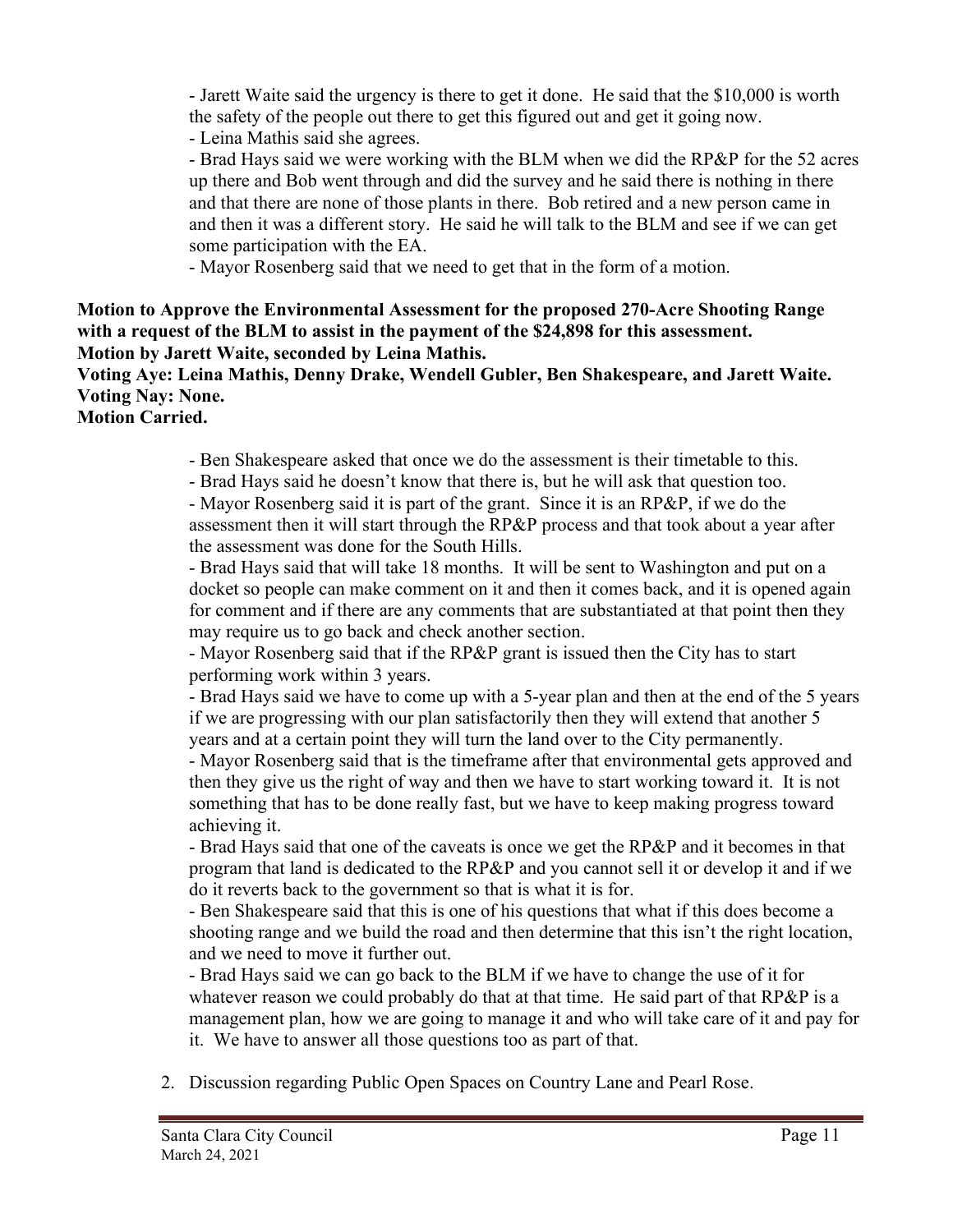- Jarett Waite said the urgency is there to get it done. He said that the $10,000 is worth the safety of the people out there to get this figured out and get it going now.
- Leina Mathis said she agrees.
- Brad Hays said we were working with the BLM when we did the RP&P for the 52 acres up there and Bob went through and did the survey and he said there is nothing in there and that there are none of those plants in there. Bob retired and a new person came in and then it was a different story. He said he will talk to the BLM and see if we can get some participation with the EA.
- Mayor Rosenberg said that we need to get that in the form of a motion.

**Motion to Approve the Environmental Assessment for the proposed 270-Acre Shooting Range with a request of the BLM to assist in the payment of the $24,898 for this assessment.**
**Motion by Jarett Waite, seconded by Leina Mathis.**
**Voting Aye: Leina Mathis, Denny Drake, Wendell Gubler, Ben Shakespeare, and Jarett Waite.**
**Voting Nay: None.**
**Motion Carried.**

- Ben Shakespeare asked that once we do the assessment is their timetable to this.
- Brad Hays said he doesn't know that there is, but he will ask that question too.
- Mayor Rosenberg said it is part of the grant. Since it is an RP&P, if we do the assessment then it will start through the RP&P process and that took about a year after the assessment was done for the South Hills.
- Brad Hays said that will take 18 months. It will be sent to Washington and put on a docket so people can make comment on it and then it comes back, and it is opened again for comment and if there are any comments that are substantiated at that point then they may require us to go back and check another section.
- Mayor Rosenberg said that if the RP&P grant is issued then the City has to start performing work within 3 years.
- Brad Hays said we have to come up with a 5-year plan and then at the end of the 5 years if we are progressing with our plan satisfactorily then they will extend that another 5 years and at a certain point they will turn the land over to the City permanently.
- Mayor Rosenberg said that is the timeframe after that environmental gets approved and then they give us the right of way and then we have to start working toward it. It is not something that has to be done really fast, but we have to keep making progress toward achieving it.
- Brad Hays said that one of the caveats is once we get the RP&P and it becomes in that program that land is dedicated to the RP&P and you cannot sell it or develop it and if we do it reverts back to the government so that is what it is for.
- Ben Shakespeare said that this is one of his questions that what if this does become a shooting range and we build the road and then determine that this isn't the right location, and we need to move it further out.
- Brad Hays said we can go back to the BLM if we have to change the use of it for whatever reason we could probably do that at that time. He said part of that RP&P is a management plan, how we are going to manage it and who will take care of it and pay for it. We have to answer all those questions too as part of that.

2. Discussion regarding Public Open Spaces on Country Lane and Pearl Rose.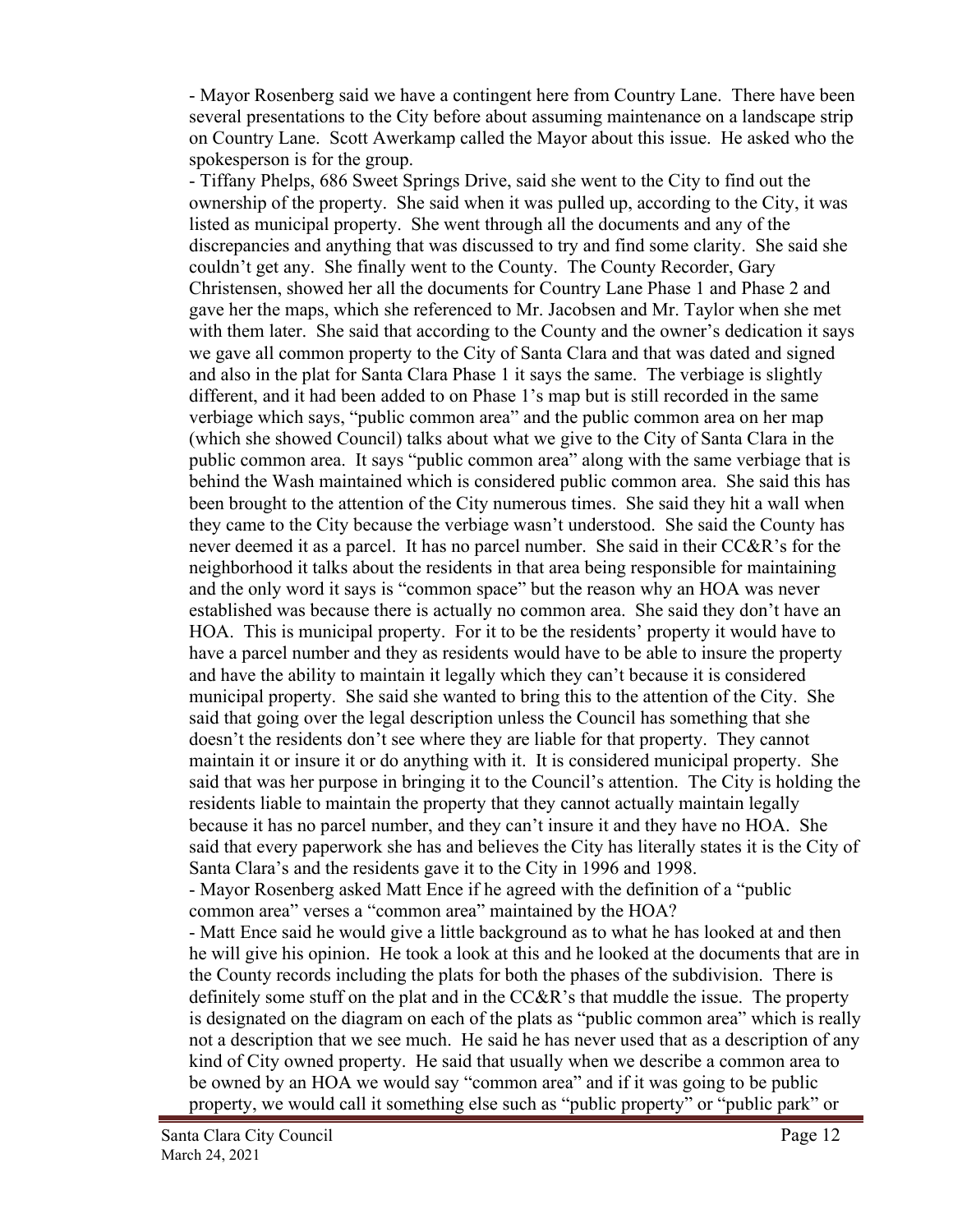- Mayor Rosenberg said we have a contingent here from Country Lane. There have been several presentations to the City before about assuming maintenance on a landscape strip on Country Lane. Scott Awerkamp called the Mayor about this issue. He asked who the spokesperson is for the group.

- Tiffany Phelps, 686 Sweet Springs Drive, said she went to the City to find out the ownership of the property. She said when it was pulled up, according to the City, it was listed as municipal property. She went through all the documents and any of the discrepancies and anything that was discussed to try and find some clarity. She said she couldn't get any. She finally went to the County. The County Recorder, Gary Christensen, showed her all the documents for Country Lane Phase 1 and Phase 2 and gave her the maps, which she referenced to Mr. Jacobsen and Mr. Taylor when she met with them later. She said that according to the County and the owner's dedication it says we gave all common property to the City of Santa Clara and that was dated and signed and also in the plat for Santa Clara Phase 1 it says the same. The verbiage is slightly different, and it had been added to on Phase 1's map but is still recorded in the same verbiage which says, "public common area" and the public common area on her map (which she showed Council) talks about what we give to the City of Santa Clara in the public common area. It says "public common area" along with the same verbiage that is behind the Wash maintained which is considered public common area. She said this has been brought to the attention of the City numerous times. She said they hit a wall when they came to the City because the verbiage wasn't understood. She said the County has never deemed it as a parcel. It has no parcel number. She said in their CC&R's for the neighborhood it talks about the residents in that area being responsible for maintaining and the only word it says is "common space" but the reason why an HOA was never established was because there is actually no common area. She said they don't have an HOA. This is municipal property. For it to be the residents' property it would have to have a parcel number and they as residents would have to be able to insure the property and have the ability to maintain it legally which they can't because it is considered municipal property. She said she wanted to bring this to the attention of the City. She said that going over the legal description unless the Council has something that she doesn't the residents don't see where they are liable for that property. They cannot maintain it or insure it or do anything with it. It is considered municipal property. She said that was her purpose in bringing it to the Council's attention. The City is holding the residents liable to maintain the property that they cannot actually maintain legally because it has no parcel number, and they can't insure it and they have no HOA. She said that every paperwork she has and believes the City has literally states it is the City of Santa Clara's and the residents gave it to the City in 1996 and 1998.

- Mayor Rosenberg asked Matt Ence if he agreed with the definition of a "public common area" verses a "common area" maintained by the HOA?

- Matt Ence said he would give a little background as to what he has looked at and then he will give his opinion. He took a look at this and he looked at the documents that are in the County records including the plats for both the phases of the subdivision. There is definitely some stuff on the plat and in the CC&R's that muddle the issue. The property is designated on the diagram on each of the plats as "public common area" which is really not a description that we see much. He said he has never used that as a description of any kind of City owned property. He said that usually when we describe a common area to be owned by an HOA we would say "common area" and if it was going to be public property, we would call it something else such as "public property" or "public park" or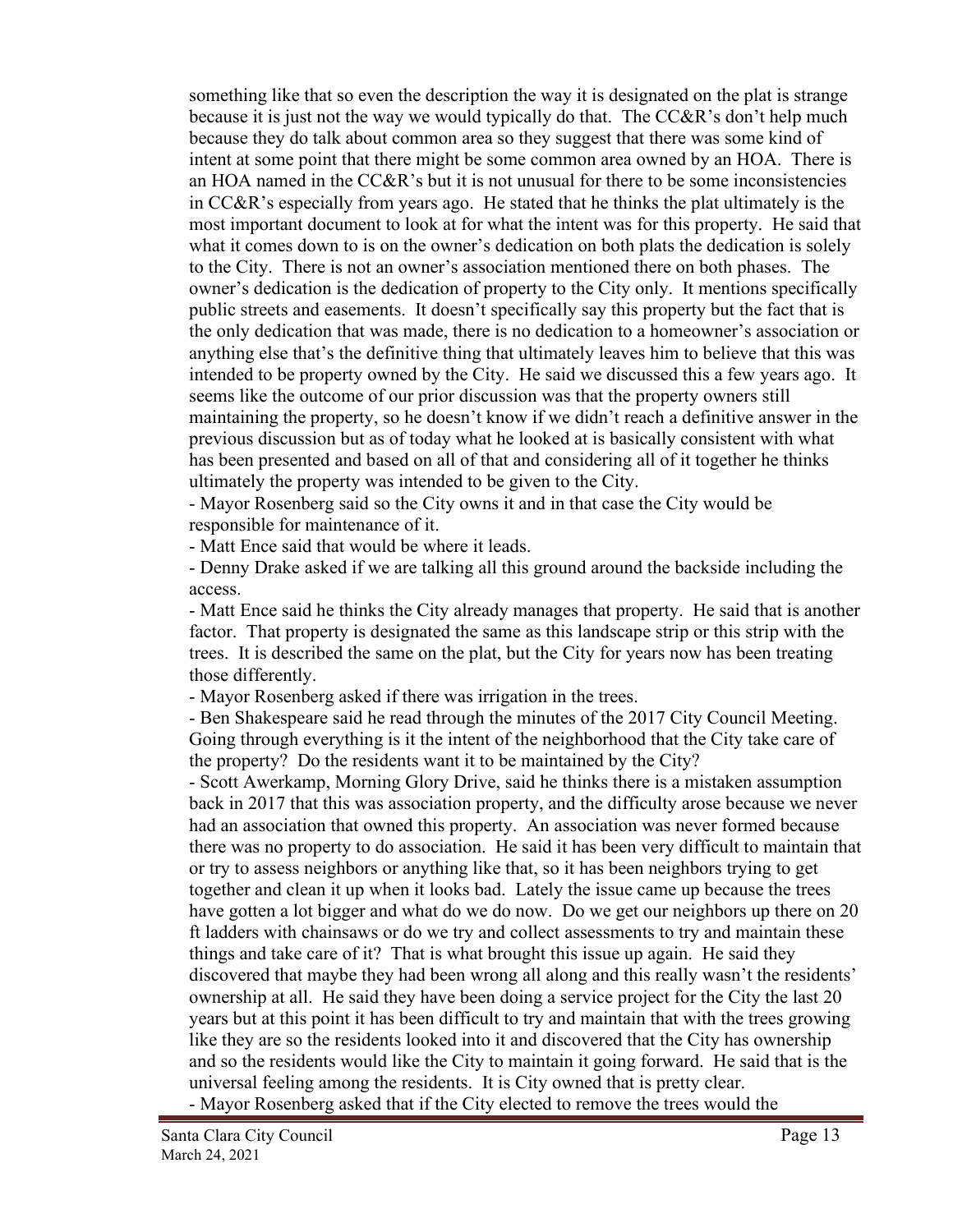something like that so even the description the way it is designated on the plat is strange because it is just not the way we would typically do that. The CC&R's don't help much because they do talk about common area so they suggest that there was some kind of intent at some point that there might be some common area owned by an HOA. There is an HOA named in the CC&R's but it is not unusual for there to be some inconsistencies in CC&R's especially from years ago. He stated that he thinks the plat ultimately is the most important document to look at for what the intent was for this property. He said that what it comes down to is on the owner's dedication on both plats the dedication is solely to the City. There is not an owner's association mentioned there on both phases. The owner's dedication is the dedication of property to the City only. It mentions specifically public streets and easements. It doesn't specifically say this property but the fact that is the only dedication that was made, there is no dedication to a homeowner's association or anything else that's the definitive thing that ultimately leaves him to believe that this was intended to be property owned by the City. He said we discussed this a few years ago. It seems like the outcome of our prior discussion was that the property owners still maintaining the property, so he doesn't know if we didn't reach a definitive answer in the previous discussion but as of today what he looked at is basically consistent with what has been presented and based on all of that and considering all of it together he thinks ultimately the property was intended to be given to the City.

- Mayor Rosenberg said so the City owns it and in that case the City would be responsible for maintenance of it.
- Matt Ence said that would be where it leads.
- Denny Drake asked if we are talking all this ground around the backside including the access.
- Matt Ence said he thinks the City already manages that property. He said that is another factor. That property is designated the same as this landscape strip or this strip with the trees. It is described the same on the plat, but the City for years now has been treating those differently.
- Mayor Rosenberg asked if there was irrigation in the trees.
- Ben Shakespeare said he read through the minutes of the 2017 City Council Meeting. Going through everything is it the intent of the neighborhood that the City take care of the property? Do the residents want it to be maintained by the City?
- Scott Awerkamp, Morning Glory Drive, said he thinks there is a mistaken assumption back in 2017 that this was association property, and the difficulty arose because we never had an association that owned this property. An association was never formed because there was no property to do association. He said it has been very difficult to maintain that or try to assess neighbors or anything like that, so it has been neighbors trying to get together and clean it up when it looks bad. Lately the issue came up because the trees have gotten a lot bigger and what do we do now. Do we get our neighbors up there on 20 ft ladders with chainsaws or do we try and collect assessments to try and maintain these things and take care of it? That is what brought this issue up again. He said they discovered that maybe they had been wrong all along and this really wasn't the residents' ownership at all. He said they have been doing a service project for the City the last 20 years but at this point it has been difficult to try and maintain that with the trees growing like they are so the residents looked into it and discovered that the City has ownership and so the residents would like the City to maintain it going forward. He said that is the universal feeling among the residents. It is City owned that is pretty clear.
- Mayor Rosenberg asked that if the City elected to remove the trees would the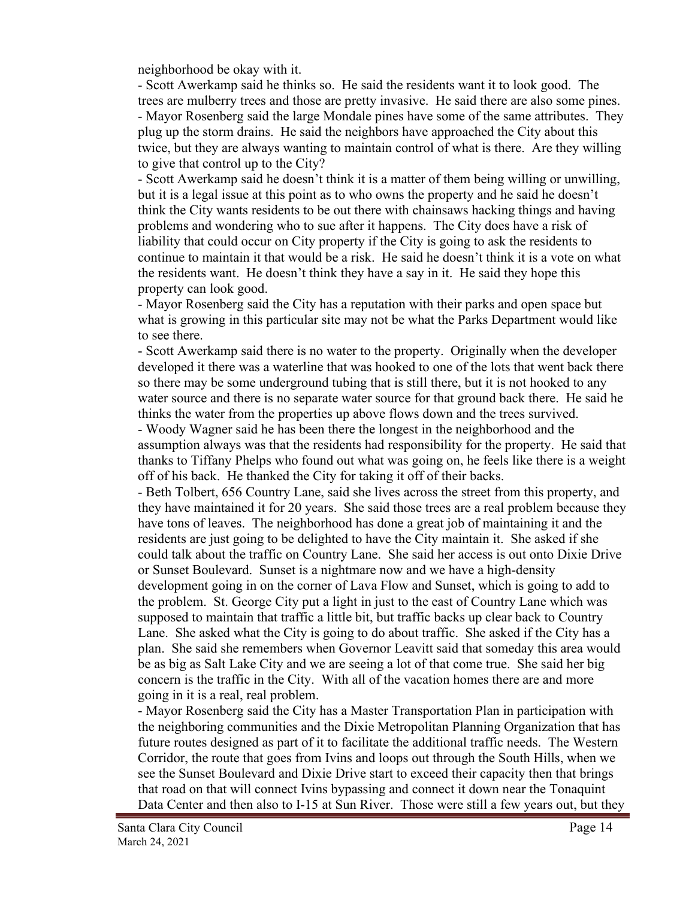neighborhood be okay with it.

- Scott Awerkamp said he thinks so. He said the residents want it to look good. The trees are mulberry trees and those are pretty invasive. He said there are also some pines.
- Mayor Rosenberg said the large Mondale pines have some of the same attributes. They plug up the storm drains. He said the neighbors have approached the City about this twice, but they are always wanting to maintain control of what is there. Are they willing to give that control up to the City?
- Scott Awerkamp said he doesn't think it is a matter of them being willing or unwilling, but it is a legal issue at this point as to who owns the property and he said he doesn't think the City wants residents to be out there with chainsaws hacking things and having problems and wondering who to sue after it happens. The City does have a risk of liability that could occur on City property if the City is going to ask the residents to continue to maintain it that would be a risk. He said he doesn't think it is a vote on what the residents want. He doesn't think they have a say in it. He said they hope this property can look good.
- Mayor Rosenberg said the City has a reputation with their parks and open space but what is growing in this particular site may not be what the Parks Department would like to see there.
- Scott Awerkamp said there is no water to the property. Originally when the developer developed it there was a waterline that was hooked to one of the lots that went back there so there may be some underground tubing that is still there, but it is not hooked to any water source and there is no separate water source for that ground back there. He said he thinks the water from the properties up above flows down and the trees survived.
- Woody Wagner said he has been there the longest in the neighborhood and the assumption always was that the residents had responsibility for the property. He said that thanks to Tiffany Phelps who found out what was going on, he feels like there is a weight off of his back. He thanked the City for taking it off of their backs.
- Beth Tolbert, 656 Country Lane, said she lives across the street from this property, and they have maintained it for 20 years. She said those trees are a real problem because they have tons of leaves. The neighborhood has done a great job of maintaining it and the residents are just going to be delighted to have the City maintain it. She asked if she could talk about the traffic on Country Lane. She said her access is out onto Dixie Drive or Sunset Boulevard. Sunset is a nightmare now and we have a high-density development going in on the corner of Lava Flow and Sunset, which is going to add to the problem. St. George City put a light in just to the east of Country Lane which was supposed to maintain that traffic a little bit, but traffic backs up clear back to Country Lane. She asked what the City is going to do about traffic. She asked if the City has a plan. She said she remembers when Governor Leavitt said that someday this area would be as big as Salt Lake City and we are seeing a lot of that come true. She said her big concern is the traffic in the City. With all of the vacation homes there are and more going in it is a real, real problem.
- Mayor Rosenberg said the City has a Master Transportation Plan in participation with the neighboring communities and the Dixie Metropolitan Planning Organization that has future routes designed as part of it to facilitate the additional traffic needs. The Western Corridor, the route that goes from Ivins and loops out through the South Hills, when we see the Sunset Boulevard and Dixie Drive start to exceed their capacity then that brings that road on that will connect Ivins bypassing and connect it down near the Tonaquint Data Center and then also to I-15 at Sun River. Those were still a few years out, but they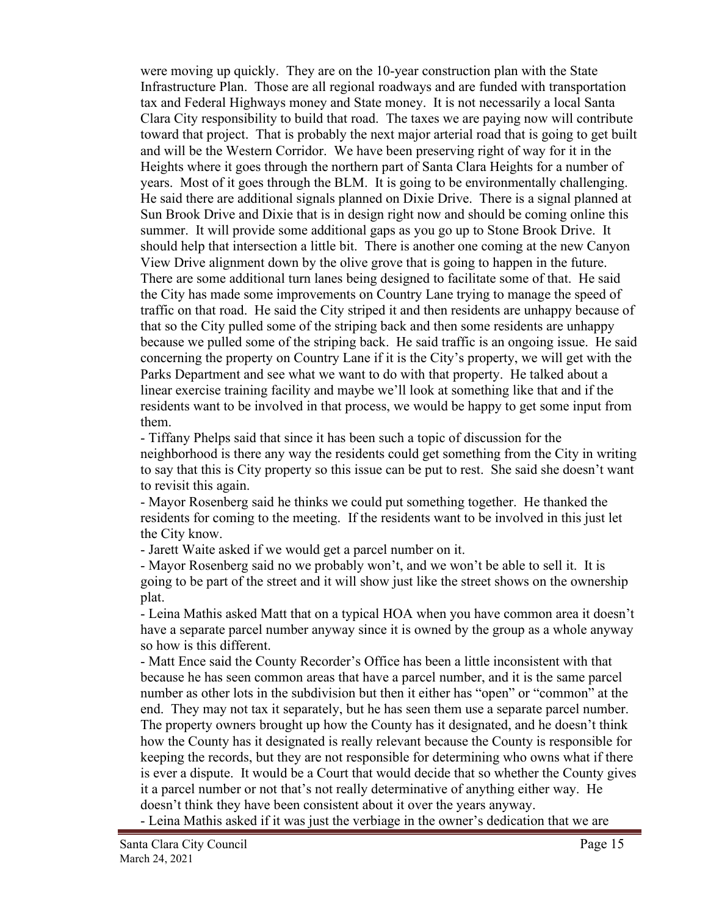were moving up quickly. They are on the 10-year construction plan with the State Infrastructure Plan. Those are all regional roadways and are funded with transportation tax and Federal Highways money and State money. It is not necessarily a local Santa Clara City responsibility to build that road. The taxes we are paying now will contribute toward that project. That is probably the next major arterial road that is going to get built and will be the Western Corridor. We have been preserving right of way for it in the Heights where it goes through the northern part of Santa Clara Heights for a number of years. Most of it goes through the BLM. It is going to be environmentally challenging. He said there are additional signals planned on Dixie Drive. There is a signal planned at Sun Brook Drive and Dixie that is in design right now and should be coming online this summer. It will provide some additional gaps as you go up to Stone Brook Drive. It should help that intersection a little bit. There is another one coming at the new Canyon View Drive alignment down by the olive grove that is going to happen in the future. There are some additional turn lanes being designed to facilitate some of that. He said the City has made some improvements on Country Lane trying to manage the speed of traffic on that road. He said the City striped it and then residents are unhappy because of that so the City pulled some of the striping back and then some residents are unhappy because we pulled some of the striping back. He said traffic is an ongoing issue. He said concerning the property on Country Lane if it is the City's property, we will get with the Parks Department and see what we want to do with that property. He talked about a linear exercise training facility and maybe we'll look at something like that and if the residents want to be involved in that process, we would be happy to get some input from them.

- Tiffany Phelps said that since it has been such a topic of discussion for the neighborhood is there any way the residents could get something from the City in writing to say that this is City property so this issue can be put to rest. She said she doesn't want to revisit this again.
- Mayor Rosenberg said he thinks we could put something together. He thanked the residents for coming to the meeting. If the residents want to be involved in this just let the City know.
- Jarett Waite asked if we would get a parcel number on it.
- Mayor Rosenberg said no we probably won't, and we won't be able to sell it. It is going to be part of the street and it will show just like the street shows on the ownership plat.
- Leina Mathis asked Matt that on a typical HOA when you have common area it doesn't have a separate parcel number anyway since it is owned by the group as a whole anyway so how is this different.
- Matt Ence said the County Recorder's Office has been a little inconsistent with that because he has seen common areas that have a parcel number, and it is the same parcel number as other lots in the subdivision but then it either has "open" or "common" at the end. They may not tax it separately, but he has seen them use a separate parcel number. The property owners brought up how the County has it designated, and he doesn't think how the County has it designated is really relevant because the County is responsible for keeping the records, but they are not responsible for determining who owns what if there is ever a dispute. It would be a Court that would decide that so whether the County gives it a parcel number or not that's not really determinative of anything either way. He doesn't think they have been consistent about it over the years anyway.
- Leina Mathis asked if it was just the verbiage in the owner's dedication that we are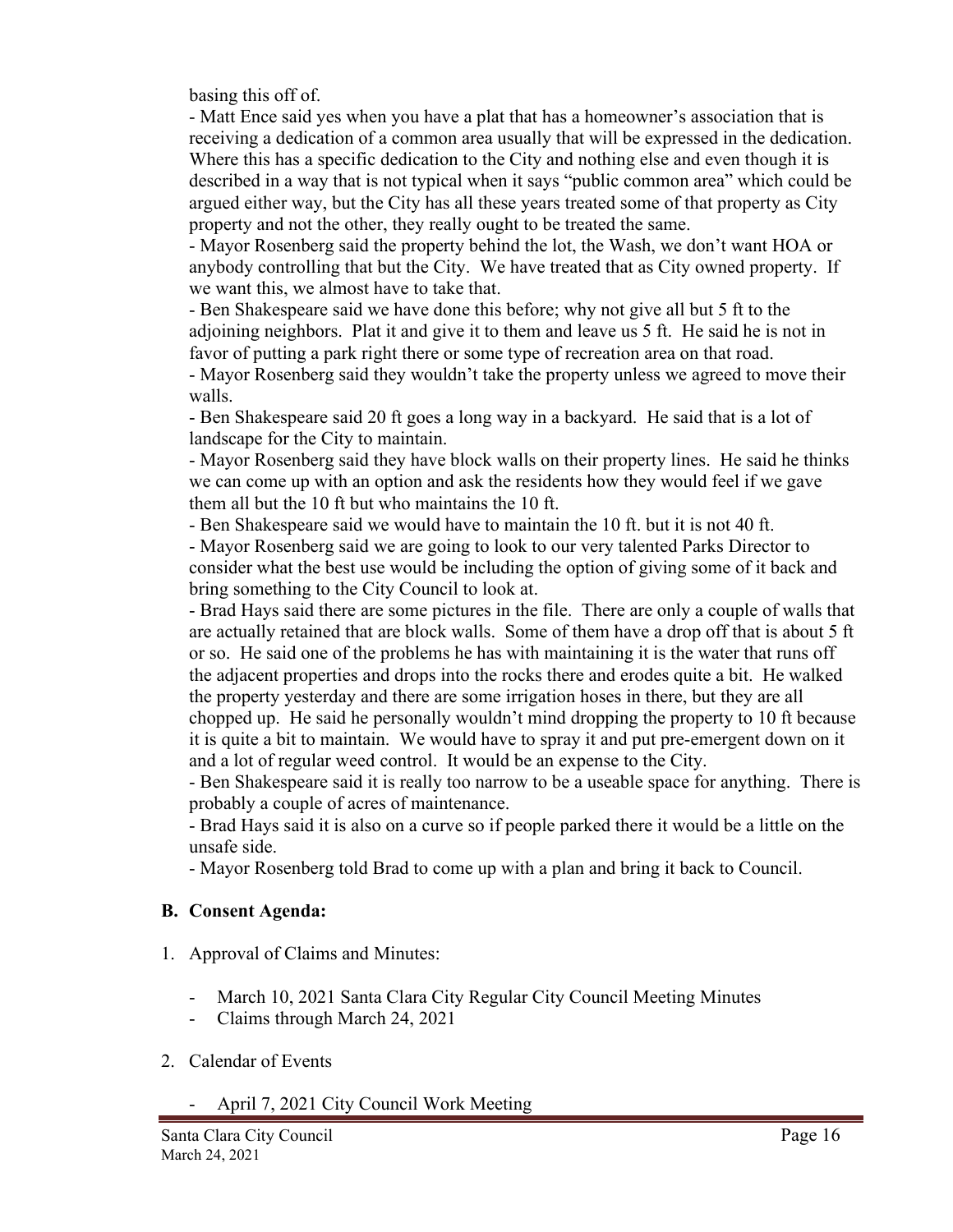basing this off of.

- Matt Ence said yes when you have a plat that has a homeowner's association that is receiving a dedication of a common area usually that will be expressed in the dedication. Where this has a specific dedication to the City and nothing else and even though it is described in a way that is not typical when it says "public common area" which could be argued either way, but the City has all these years treated some of that property as City property and not the other, they really ought to be treated the same.
- Mayor Rosenberg said the property behind the lot, the Wash, we don't want HOA or anybody controlling that but the City. We have treated that as City owned property. If we want this, we almost have to take that.
- Ben Shakespeare said we have done this before; why not give all but 5 ft to the adjoining neighbors. Plat it and give it to them and leave us 5 ft. He said he is not in favor of putting a park right there or some type of recreation area on that road.
- Mayor Rosenberg said they wouldn't take the property unless we agreed to move their walls.
- Ben Shakespeare said 20 ft goes a long way in a backyard. He said that is a lot of landscape for the City to maintain.
- Mayor Rosenberg said they have block walls on their property lines. He said he thinks we can come up with an option and ask the residents how they would feel if we gave them all but the 10 ft but who maintains the 10 ft.
- Ben Shakespeare said we would have to maintain the 10 ft. but it is not 40 ft.
- Mayor Rosenberg said we are going to look to our very talented Parks Director to consider what the best use would be including the option of giving some of it back and bring something to the City Council to look at.
- Brad Hays said there are some pictures in the file. There are only a couple of walls that are actually retained that are block walls. Some of them have a drop off that is about 5 ft or so. He said one of the problems he has with maintaining it is the water that runs off the adjacent properties and drops into the rocks there and erodes quite a bit. He walked the property yesterday and there are some irrigation hoses in there, but they are all chopped up. He said he personally wouldn't mind dropping the property to 10 ft because it is quite a bit to maintain. We would have to spray it and put pre-emergent down on it and a lot of regular weed control. It would be an expense to the City.
- Ben Shakespeare said it is really too narrow to be a useable space for anything. There is probably a couple of acres of maintenance.
- Brad Hays said it is also on a curve so if people parked there it would be a little on the unsafe side.
- Mayor Rosenberg told Brad to come up with a plan and bring it back to Council.

## B. Consent Agenda:

1. Approval of Claims and Minutes:
   - March 10, 2021 Santa Clara City Regular City Council Meeting Minutes
   - Claims through March 24, 2021
2. Calendar of Events
   - April 7, 2021 City Council Work Meeting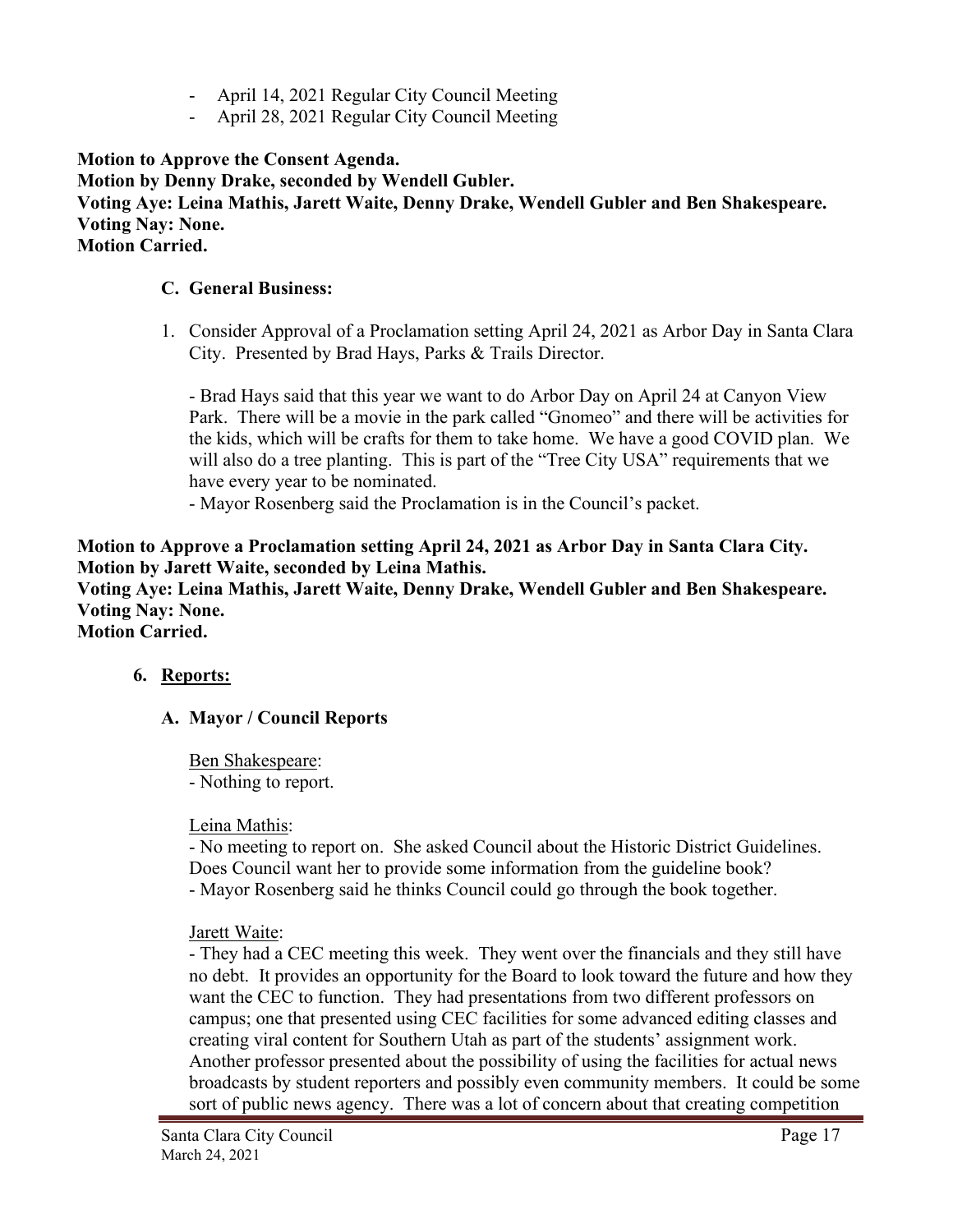- April 14, 2021 Regular City Council Meeting
- April 28, 2021 Regular City Council Meeting

**Motion to Approve the Consent Agenda.**
**Motion by Denny Drake, seconded by Wendell Gubler.**
**Voting Aye: Leina Mathis, Jarett Waite, Denny Drake, Wendell Gubler and Ben Shakespeare.**
**Voting Nay: None.**
**Motion Carried.**

### C. General Business:

1. Consider Approval of a Proclamation setting April 24, 2021 as Arbor Day in Santa Clara City. Presented by Brad Hays, Parks & Trails Director.

   - Brad Hays said that this year we want to do Arbor Day on April 24 at Canyon View Park. There will be a movie in the park called "Gnomeo" and there will be activities for the kids, which will be crafts for them to take home. We have a good COVID plan. We will also do a tree planting. This is part of the "Tree City USA" requirements that we have every year to be nominated.
   - Mayor Rosenberg said the Proclamation is in the Council's packet.

**Motion to Approve a Proclamation setting April 24, 2021 as Arbor Day in Santa Clara City.**
**Motion by Jarett Waite, seconded by Leina Mathis.**
**Voting Aye: Leina Mathis, Jarett Waite, Denny Drake, Wendell Gubler and Ben Shakespeare.**
**Voting Nay: None.**
**Motion Carried.**

## 6. Reports:

### A. Mayor / Council Reports

Ben Shakespeare:
- Nothing to report.

Leina Mathis:
- No meeting to report on. She asked Council about the Historic District Guidelines. Does Council want her to provide some information from the guideline book?
- Mayor Rosenberg said he thinks Council could go through the book together.

Jarett Waite:
- They had a CEC meeting this week. They went over the financials and they still have no debt. It provides an opportunity for the Board to look toward the future and how they want the CEC to function. They had presentations from two different professors on campus; one that presented using CEC facilities for some advanced editing classes and creating viral content for Southern Utah as part of the students' assignment work. Another professor presented about the possibility of using the facilities for actual news broadcasts by student reporters and possibly even community members. It could be some sort of public news agency. There was a lot of concern about that creating competition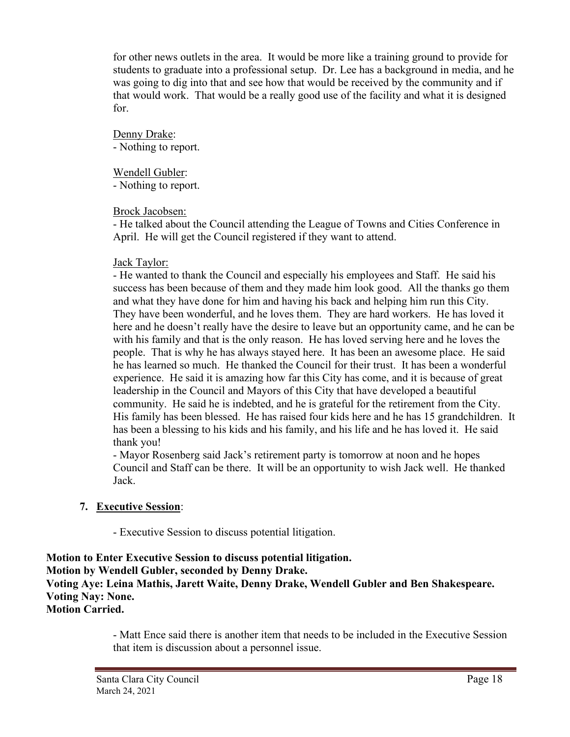for other news outlets in the area. It would be more like a training ground to provide for students to graduate into a professional setup. Dr. Lee has a background in media, and he was going to dig into that and see how that would be received by the community and if that would work. That would be a really good use of the facility and what it is designed for.

Denny Drake:
- Nothing to report.

Wendell Gubler:
- Nothing to report.

Brock Jacobsen:
- He talked about the Council attending the League of Towns and Cities Conference in April. He will get the Council registered if they want to attend.

Jack Taylor:
- He wanted to thank the Council and especially his employees and Staff. He said his success has been because of them and they made him look good. All the thanks go them and what they have done for him and having his back and helping him run this City. They have been wonderful, and he loves them. They are hard workers. He has loved it here and he doesn't really have the desire to leave but an opportunity came, and he can be with his family and that is the only reason. He has loved serving here and he loves the people. That is why he has always stayed here. It has been an awesome place. He said he has learned so much. He thanked the Council for their trust. It has been a wonderful experience. He said it is amazing how far this City has come, and it is because of great leadership in the Council and Mayors of this City that have developed a beautiful community. He said he is indebted, and he is grateful for the retirement from the City. His family has been blessed. He has raised four kids here and he has 15 grandchildren. It has been a blessing to his kids and his family, and his life and he has loved it. He said thank you!
- Mayor Rosenberg said Jack's retirement party is tomorrow at noon and he hopes Council and Staff can be there. It will be an opportunity to wish Jack well. He thanked Jack.

7. **Executive Session**:

- Executive Session to discuss potential litigation.

**Motion to Enter Executive Session to discuss potential litigation.**
**Motion by Wendell Gubler, seconded by Denny Drake.**
**Voting Aye: Leina Mathis, Jarett Waite, Denny Drake, Wendell Gubler and Ben Shakespeare.**
**Voting Nay: None.**
**Motion Carried.**

- Matt Ence said there is another item that needs to be included in the Executive Session that item is discussion about a personnel issue.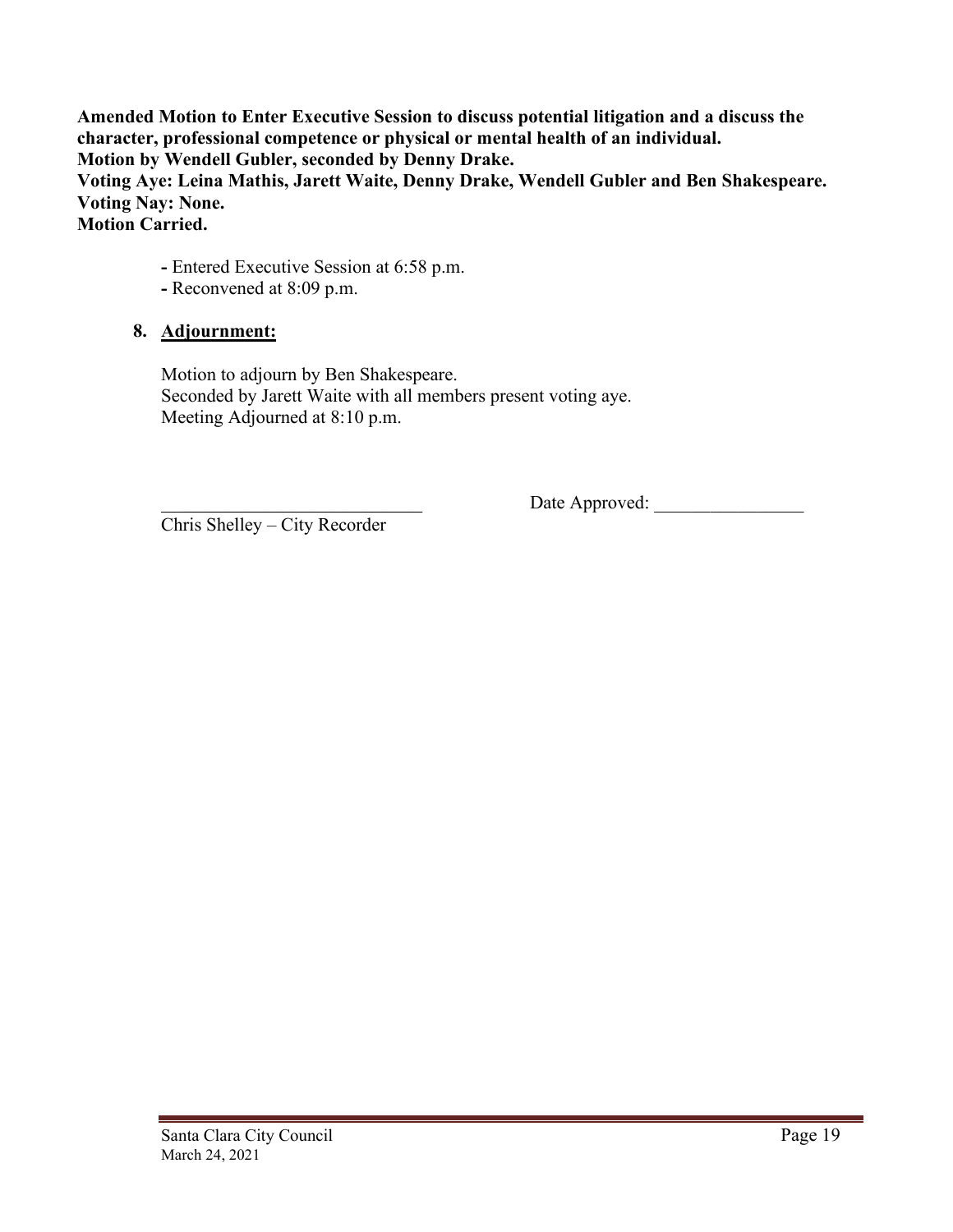**Amended Motion to Enter Executive Session to discuss potential litigation and a discuss the character, professional competence or physical or mental health of an individual.**
**Motion by Wendell Gubler, seconded by Denny Drake.**
**Voting Aye: Leina Mathis, Jarett Waite, Denny Drake, Wendell Gubler and Ben Shakespeare.**
**Voting Nay: None.**
**Motion Carried.**

- Entered Executive Session at 6:58 p.m.
- Reconvened at 8:09 p.m.

**8. Adjournment:**

Motion to adjourn by Ben Shakespeare.
Seconded by Jarett Waite with all members present voting aye.
Meeting Adjourned at 8:10 p.m.

\_\_\_\_\_\_\_\_\_\_\_\_\_\_\_\_\_\_\_\_\_\_\_\_\_\_\_\_ Date Approved: \_\_\_\_\_\_\_\_\_\_\_\_\_\_\_\_

Chris Shelley – City Recorder